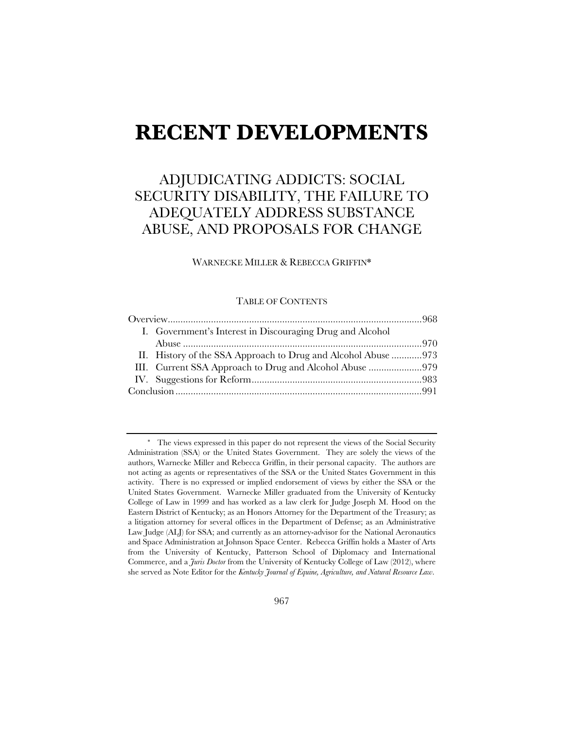# RECENT DEVELOPMENTS

## ADJUDICATING ADDICTS: SOCIAL SECURITY DISABILITY, THE FAILURE TO ADEQUATELY ADDRESS SUBSTANCE ABUSE, AND PROPOSALS FOR CHANGE

WARNECKE MILLER & REBECCA GRIFFIN*

TABLE OF CONTENTS

| | |
|---|---|
| Overview | 968 |
| I. Government's Interest in Discouraging Drug and Alcohol Abuse | 970 |
| II. History of the SSA Approach to Drug and Alcohol Abuse | 973 |
| III. Current SSA Approach to Drug and Alcohol Abuse | 979 |
| IV. Suggestions for Reform | 983 |
| Conclusion | 991 |

---

\* The views expressed in this paper do not represent the views of the Social Security Administration (SSA) or the United States Government. They are solely the views of the authors, Warnecke Miller and Rebecca Griffin, in their personal capacity. The authors are not acting as agents or representatives of the SSA or the United States Government in this activity. There is no expressed or implied endorsement of views by either the SSA or the United States Government. Warnecke Miller graduated from the University of Kentucky College of Law in 1999 and has worked as a law clerk for Judge Joseph M. Hood on the Eastern District of Kentucky; as an Honors Attorney for the Department of the Treasury; as a litigation attorney for several offices in the Department of Defense; as an Administrative Law Judge (ALJ) for SSA; and currently as an attorney-advisor for the National Aeronautics and Space Administration at Johnson Space Center. Rebecca Griffin holds a Master of Arts from the University of Kentucky, Patterson School of Diplomacy and International Commerce, and a *Juris Doctor* from the University of Kentucky College of Law (2012), where she served as Note Editor for the *Kentucky Journal of Equine, Agriculture, and Natural Resource Law*.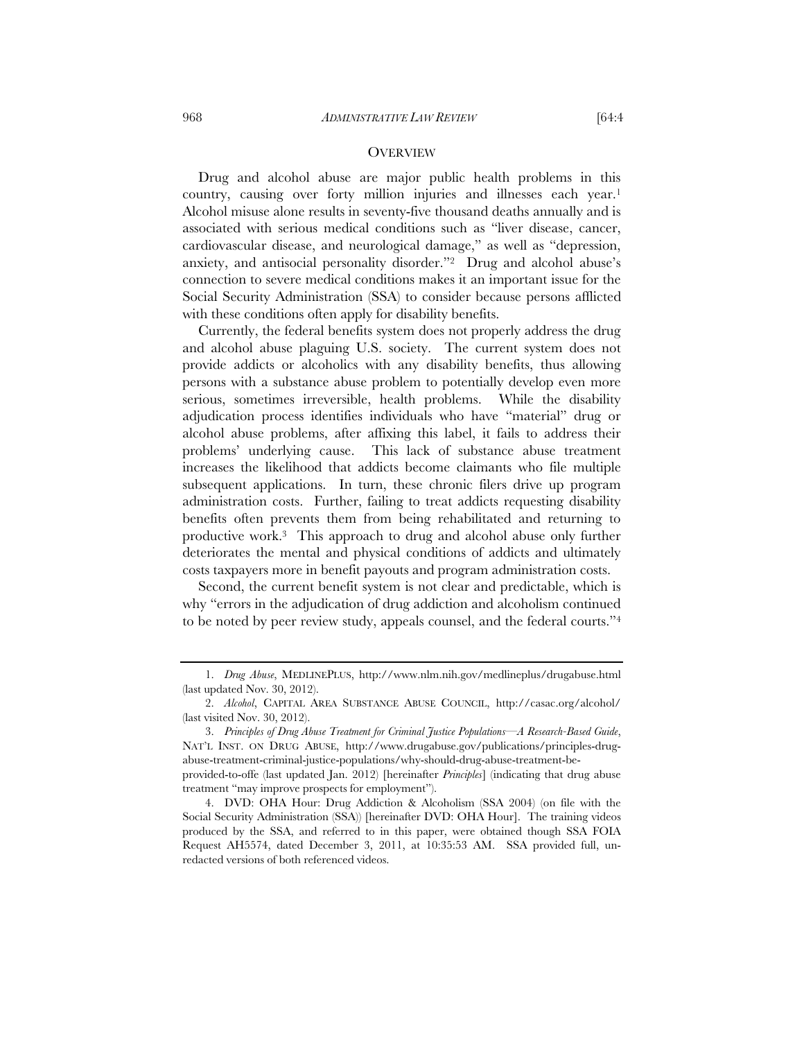## OVERVIEW

Drug and alcohol abuse are major public health problems in this country, causing over forty million injuries and illnesses each year.[1] Alcohol misuse alone results in seventy-five thousand deaths annually and is associated with serious medical conditions such as "liver disease, cancer, cardiovascular disease, and neurological damage," as well as "depression, anxiety, and antisocial personality disorder."[2] Drug and alcohol abuse's connection to severe medical conditions makes it an important issue for the Social Security Administration (SSA) to consider because persons afflicted with these conditions often apply for disability benefits.

Currently, the federal benefits system does not properly address the drug and alcohol abuse plaguing U.S. society. The current system does not provide addicts or alcoholics with any disability benefits, thus allowing persons with a substance abuse problem to potentially develop even more serious, sometimes irreversible, health problems. While the disability adjudication process identifies individuals who have "material" drug or alcohol abuse problems, after affixing this label, it fails to address their problems' underlying cause. This lack of substance abuse treatment increases the likelihood that addicts become claimants who file multiple subsequent applications. In turn, these chronic filers drive up program administration costs. Further, failing to treat addicts requesting disability benefits often prevents them from being rehabilitated and returning to productive work.[3] This approach to drug and alcohol abuse only further deteriorates the mental and physical conditions of addicts and ultimately costs taxpayers more in benefit payouts and program administration costs.

Second, the current benefit system is not clear and predictable, which is why "errors in the adjudication of drug addiction and alcoholism continued to be noted by peer review study, appeals counsel, and the federal courts."[4]

---

1. *Drug Abuse*, MEDLINEPLUS, http://www.nlm.nih.gov/medlineplus/drugabuse.html (last updated Nov. 30, 2012).

2. *Alcohol*, CAPITAL AREA SUBSTANCE ABUSE COUNCIL, http://casac.org/alcohol/ (last visited Nov. 30, 2012).

3. *Principles of Drug Abuse Treatment for Criminal Justice Populations—A Research-Based Guide*, NAT'L INST. ON DRUG ABUSE, http://www.drugabuse.gov/publications/principles-drug-abuse-treatment-criminal-justice-populations/why-should-drug-abuse-treatment-be-provided-to-offe (last updated Jan. 2012) [hereinafter *Principles*] (indicating that drug abuse treatment "may improve prospects for employment").

4. DVD: OHA Hour: Drug Addiction & Alcoholism (SSA 2004) (on file with the Social Security Administration (SSA)) [hereinafter DVD: OHA Hour]. The training videos produced by the SSA, and referred to in this paper, were obtained though SSA FOIA Request AH5574, dated December 3, 2011, at 10:35:53 AM. SSA provided full, un-redacted versions of both referenced videos.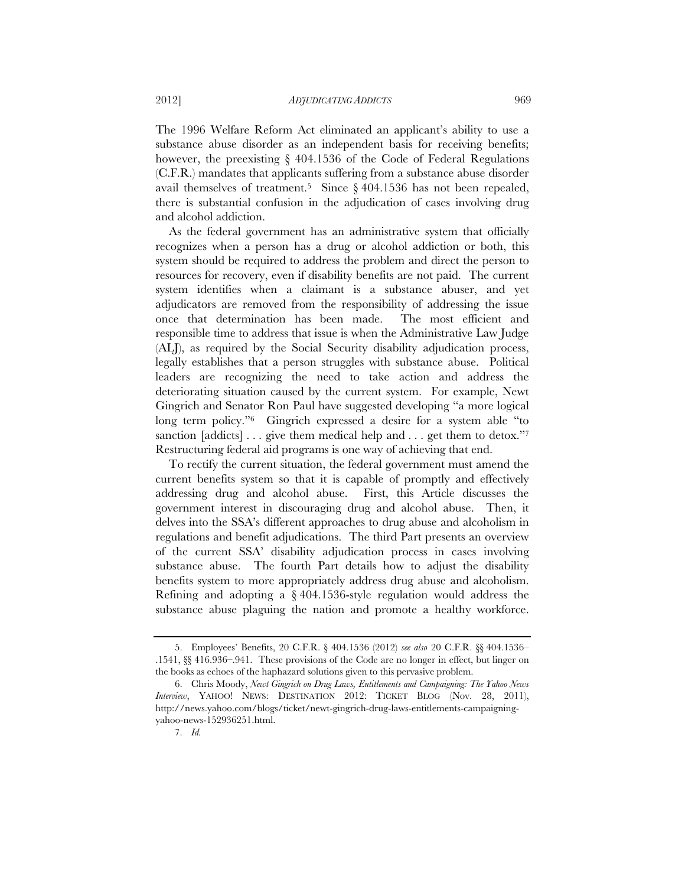The 1996 Welfare Reform Act eliminated an applicant's ability to use a substance abuse disorder as an independent basis for receiving benefits; however, the preexisting § 404.1536 of the Code of Federal Regulations (C.F.R.) mandates that applicants suffering from a substance abuse disorder avail themselves of treatment.[5] Since § 404.1536 has not been repealed, there is substantial confusion in the adjudication of cases involving drug and alcohol addiction.

As the federal government has an administrative system that officially recognizes when a person has a drug or alcohol addiction or both, this system should be required to address the problem and direct the person to resources for recovery, even if disability benefits are not paid. The current system identifies when a claimant is a substance abuser, and yet adjudicators are removed from the responsibility of addressing the issue once that determination has been made. The most efficient and responsible time to address that issue is when the Administrative Law Judge (ALJ), as required by the Social Security disability adjudication process, legally establishes that a person struggles with substance abuse. Political leaders are recognizing the need to take action and address the deteriorating situation caused by the current system. For example, Newt Gingrich and Senator Ron Paul have suggested developing "a more logical long term policy."[6] Gingrich expressed a desire for a system able "to sanction [addicts] . . . give them medical help and . . . get them to detox."[7] Restructuring federal aid programs is one way of achieving that end.

To rectify the current situation, the federal government must amend the current benefits system so that it is capable of promptly and effectively addressing drug and alcohol abuse. First, this Article discusses the government interest in discouraging drug and alcohol abuse. Then, it delves into the SSA's different approaches to drug abuse and alcoholism in regulations and benefit adjudications. The third Part presents an overview of the current SSA' disability adjudication process in cases involving substance abuse. The fourth Part details how to adjust the disability benefits system to more appropriately address drug abuse and alcoholism. Refining and adopting a § 404.1536-style regulation would address the substance abuse plaguing the nation and promote a healthy workforce.

---

5. Employees' Benefits, 20 C.F.R. § 404.1536 (2012) *see also* 20 C.F.R. §§ 404.1536–.1541, §§ 416.936–.941. These provisions of the Code are no longer in effect, but linger on the books as echoes of the haphazard solutions given to this pervasive problem.

6. Chris Moody, *Newt Gingrich on Drug Laws, Entitlements and Campaigning: The Yahoo News Interview*, YAHOO! NEWS: DESTINATION 2012: TICKET BLOG (Nov. 28, 2011), http://news.yahoo.com/blogs/ticket/newt-gingrich-drug-laws-entitlements-campaigning-yahoo-news-152936251.html.

7. *Id.*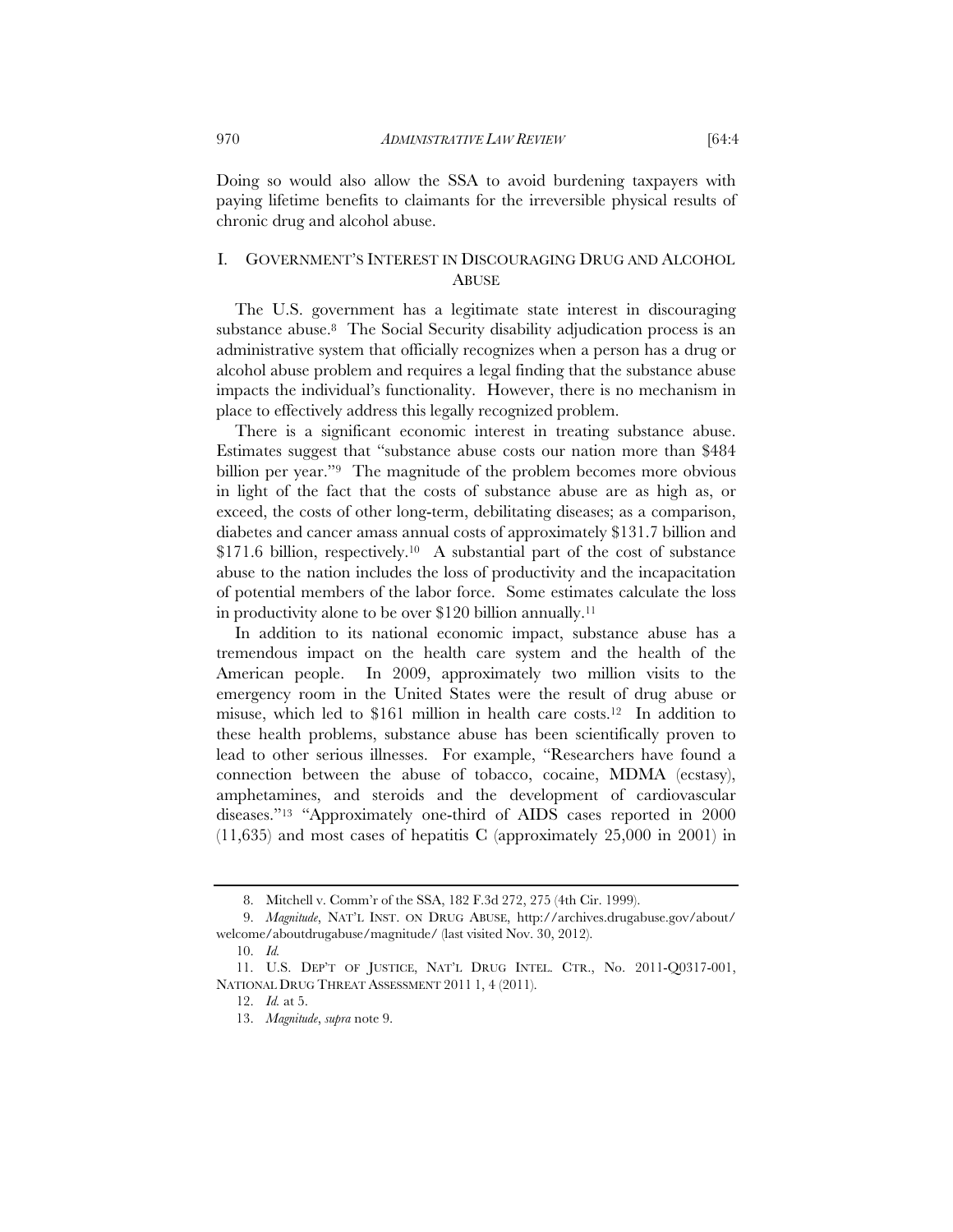Doing so would also allow the SSA to avoid burdening taxpayers with paying lifetime benefits to claimants for the irreversible physical results of chronic drug and alcohol abuse.

## I. GOVERNMENT'S INTEREST IN DISCOURAGING DRUG AND ALCOHOL ABUSE

The U.S. government has a legitimate state interest in discouraging substance abuse.[8] The Social Security disability adjudication process is an administrative system that officially recognizes when a person has a drug or alcohol abuse problem and requires a legal finding that the substance abuse impacts the individual's functionality. However, there is no mechanism in place to effectively address this legally recognized problem.

There is a significant economic interest in treating substance abuse. Estimates suggest that "substance abuse costs our nation more than $484 billion per year."[9] The magnitude of the problem becomes more obvious in light of the fact that the costs of substance abuse are as high as, or exceed, the costs of other long-term, debilitating diseases; as a comparison, diabetes and cancer amass annual costs of approximately $131.7 billion and $171.6 billion, respectively.[10] A substantial part of the cost of substance abuse to the nation includes the loss of productivity and the incapacitation of potential members of the labor force. Some estimates calculate the loss in productivity alone to be over $120 billion annually.[11]

In addition to its national economic impact, substance abuse has a tremendous impact on the health care system and the health of the American people. In 2009, approximately two million visits to the emergency room in the United States were the result of drug abuse or misuse, which led to $161 million in health care costs.[12] In addition to these health problems, substance abuse has been scientifically proven to lead to other serious illnesses. For example, "Researchers have found a connection between the abuse of tobacco, cocaine, MDMA (ecstasy), amphetamines, and steroids and the development of cardiovascular diseases."[13] "Approximately one-third of AIDS cases reported in 2000 (11,635) and most cases of hepatitis C (approximately 25,000 in 2001) in

---

8. Mitchell v. Comm'r of the SSA, 182 F.3d 272, 275 (4th Cir. 1999).

9. *Magnitude*, NAT'L INST. ON DRUG ABUSE, http://archives.drugabuse.gov/about/welcome/aboutdrugabuse/magnitude/ (last visited Nov. 30, 2012).

10. *Id.*

11. U.S. DEP'T OF JUSTICE, NAT'L DRUG INTEL. CTR., No. 2011-Q0317-001, NATIONAL DRUG THREAT ASSESSMENT 2011 1, 4 (2011).

12. *Id.* at 5.

13. *Magnitude*, *supra* note 9.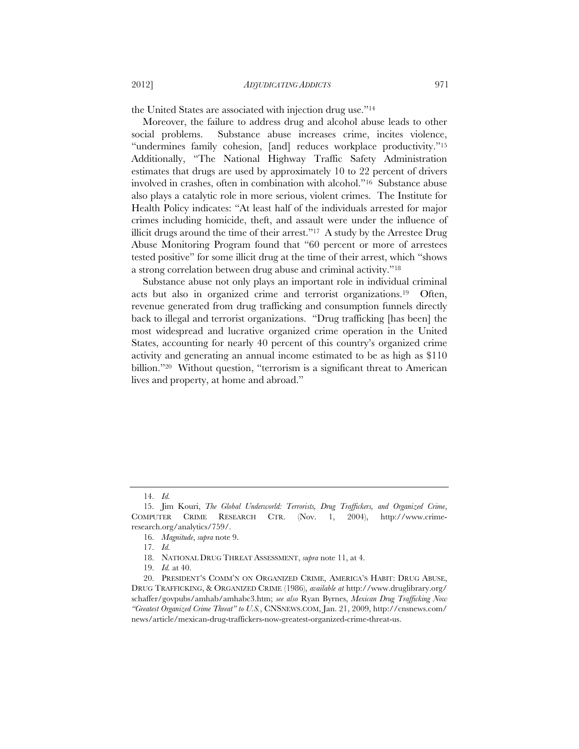the United States are associated with injection drug use."[14]

Moreover, the failure to address drug and alcohol abuse leads to other social problems. Substance abuse increases crime, incites violence, "undermines family cohesion, [and] reduces workplace productivity."[15] Additionally, "The National Highway Traffic Safety Administration estimates that drugs are used by approximately 10 to 22 percent of drivers involved in crashes, often in combination with alcohol."[16] Substance abuse also plays a catalytic role in more serious, violent crimes. The Institute for Health Policy indicates: "At least half of the individuals arrested for major crimes including homicide, theft, and assault were under the influence of illicit drugs around the time of their arrest."[17] A study by the Arrestee Drug Abuse Monitoring Program found that "60 percent or more of arrestees tested positive" for some illicit drug at the time of their arrest, which "shows a strong correlation between drug abuse and criminal activity."[18]

Substance abuse not only plays an important role in individual criminal acts but also in organized crime and terrorist organizations.[19] Often, revenue generated from drug trafficking and consumption funnels directly back to illegal and terrorist organizations. "Drug trafficking [has been] the most widespread and lucrative organized crime operation in the United States, accounting for nearly 40 percent of this country's organized crime activity and generating an annual income estimated to be as high as $110 billion."[20] Without question, "terrorism is a significant threat to American lives and property, at home and abroad."

---

14. *Id.*

15. Jim Kouri, *The Global Underworld: Terrorists, Drug Traffickers, and Organized Crime*, COMPUTER CRIME RESEARCH CTR. (Nov. 1, 2004), http://www.crime-research.org/analytics/759/.

16. *Magnitude*, *supra* note 9.

17. *Id.*

18. NATIONAL DRUG THREAT ASSESSMENT, *supra* note 11, at 4.

19. *Id.* at 40.

20. PRESIDENT'S COMM'N ON ORGANIZED CRIME, AMERICA'S HABIT: DRUG ABUSE, DRUG TRAFFICKING, & ORGANIZED CRIME (1986), *available at* http://www.druglibrary.org/schaffer/govpubs/amhab/amhabc3.htm; *see also* Ryan Byrnes, *Mexican Drug Trafficking Now "Greatest Organized Crime Threat" to U.S.*, CNSNEWS.COM, Jan. 21, 2009, http://cnsnews.com/news/article/mexican-drug-traffickers-now-greatest-organized-crime-threat-us.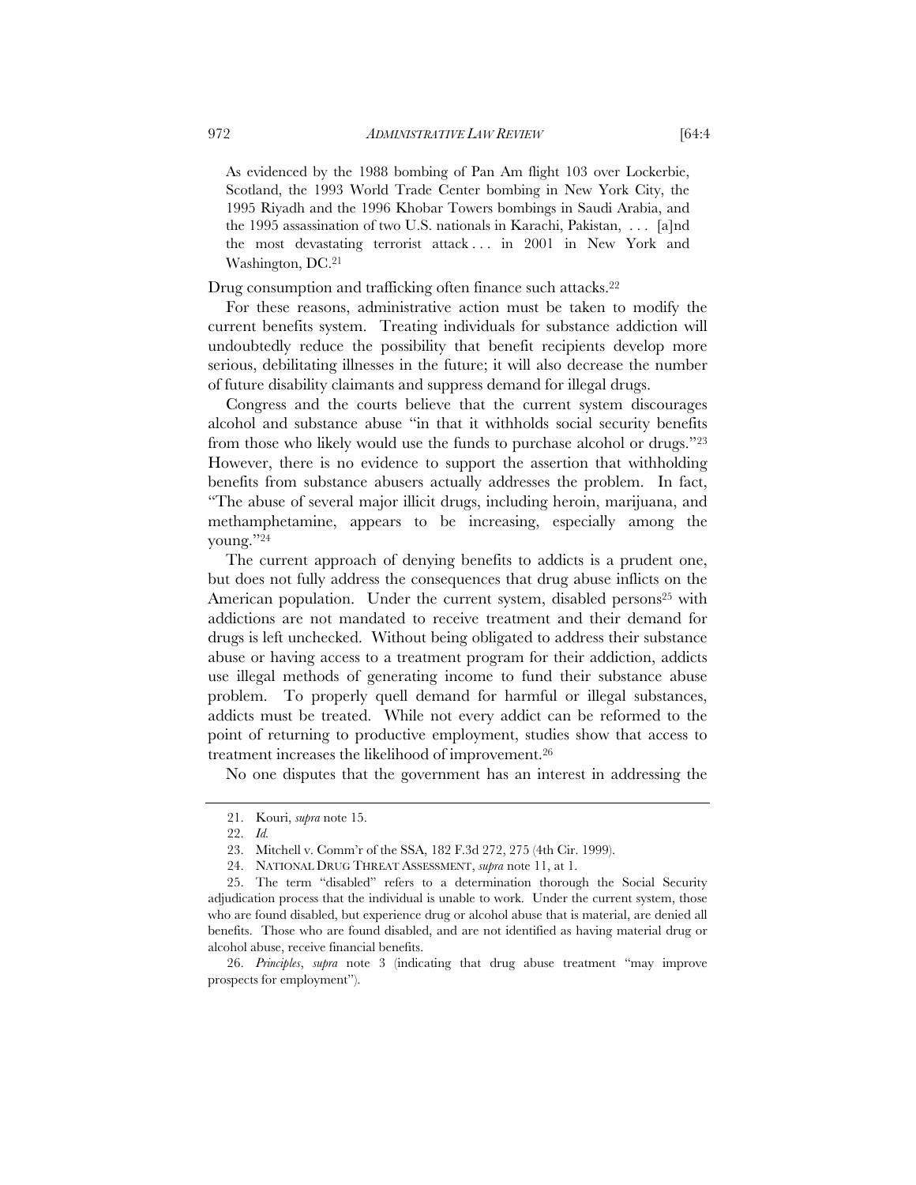> As evidenced by the 1988 bombing of Pan Am flight 103 over Lockerbie, Scotland, the 1993 World Trade Center bombing in New York City, the 1995 Riyadh and the 1996 Khobar Towers bombings in Saudi Arabia, and the 1995 assassination of two U.S. nationals in Karachi, Pakistan, . . . [a]nd the most devastating terrorist attack . . . in 2001 in New York and Washington, DC.[21]

Drug consumption and trafficking often finance such attacks.[22]

For these reasons, administrative action must be taken to modify the current benefits system. Treating individuals for substance addiction will undoubtedly reduce the possibility that benefit recipients develop more serious, debilitating illnesses in the future; it will also decrease the number of future disability claimants and suppress demand for illegal drugs.

Congress and the courts believe that the current system discourages alcohol and substance abuse "in that it withholds social security benefits from those who likely would use the funds to purchase alcohol or drugs."[23] However, there is no evidence to support the assertion that withholding benefits from substance abusers actually addresses the problem. In fact, "The abuse of several major illicit drugs, including heroin, marijuana, and methamphetamine, appears to be increasing, especially among the young."[24]

The current approach of denying benefits to addicts is a prudent one, but does not fully address the consequences that drug abuse inflicts on the American population. Under the current system, disabled persons[25] with addictions are not mandated to receive treatment and their demand for drugs is left unchecked. Without being obligated to address their substance abuse or having access to a treatment program for their addiction, addicts use illegal methods of generating income to fund their substance abuse problem. To properly quell demand for harmful or illegal substances, addicts must be treated. While not every addict can be reformed to the point of returning to productive employment, studies show that access to treatment increases the likelihood of improvement.[26]

No one disputes that the government has an interest in addressing the

---

21. Kouri, *supra* note 15.

22. *Id.*

23. Mitchell v. Comm'r of the SSA, 182 F.3d 272, 275 (4th Cir. 1999).

24. NATIONAL DRUG THREAT ASSESSMENT, *supra* note 11, at 1.

25. The term "disabled" refers to a determination thorough the Social Security adjudication process that the individual is unable to work. Under the current system, those who are found disabled, but experience drug or alcohol abuse that is material, are denied all benefits. Those who are found disabled, and are not identified as having material drug or alcohol abuse, receive financial benefits.

26. *Principles*, *supra* note 3 (indicating that drug abuse treatment "may improve prospects for employment").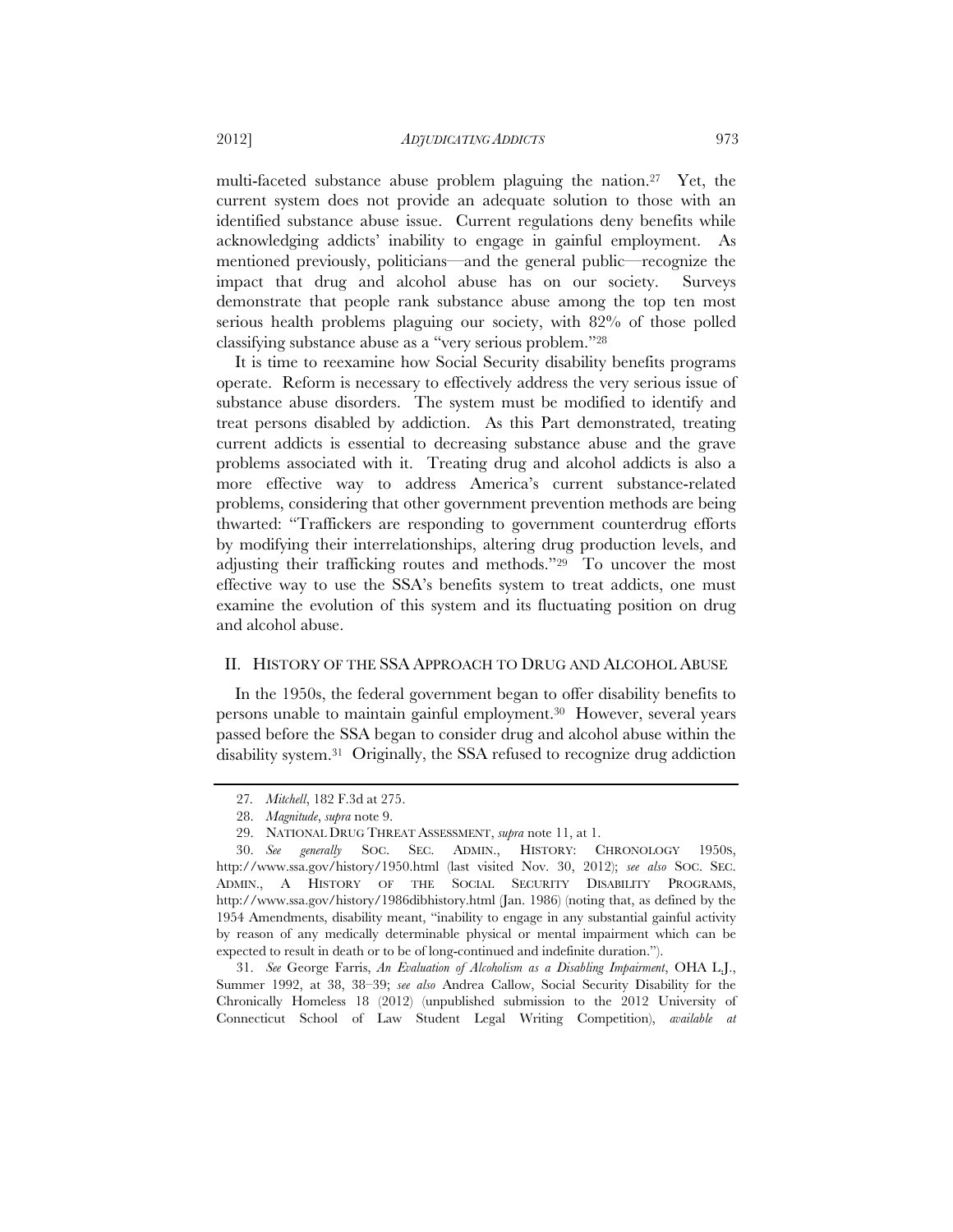multi-faceted substance abuse problem plaguing the nation.[27] Yet, the current system does not provide an adequate solution to those with an identified substance abuse issue. Current regulations deny benefits while acknowledging addicts' inability to engage in gainful employment. As mentioned previously, politicians—and the general public—recognize the impact that drug and alcohol abuse has on our society. Surveys demonstrate that people rank substance abuse among the top ten most serious health problems plaguing our society, with 82% of those polled classifying substance abuse as a "very serious problem."[28]

It is time to reexamine how Social Security disability benefits programs operate. Reform is necessary to effectively address the very serious issue of substance abuse disorders. The system must be modified to identify and treat persons disabled by addiction. As this Part demonstrated, treating current addicts is essential to decreasing substance abuse and the grave problems associated with it. Treating drug and alcohol addicts is also a more effective way to address America's current substance-related problems, considering that other government prevention methods are being thwarted: "Traffickers are responding to government counterdrug efforts by modifying their interrelationships, altering drug production levels, and adjusting their trafficking routes and methods."[29] To uncover the most effective way to use the SSA's benefits system to treat addicts, one must examine the evolution of this system and its fluctuating position on drug and alcohol abuse.

## II. HISTORY OF THE SSA APPROACH TO DRUG AND ALCOHOL ABUSE

In the 1950s, the federal government began to offer disability benefits to persons unable to maintain gainful employment.[30] However, several years passed before the SSA began to consider drug and alcohol abuse within the disability system.[31] Originally, the SSA refused to recognize drug addiction

---

27. *Mitchell*, 182 F.3d at 275.

28. *Magnitude*, *supra* note 9.

29. NATIONAL DRUG THREAT ASSESSMENT, *supra* note 11, at 1.

30. *See generally* SOC. SEC. ADMIN., HISTORY: CHRONOLOGY 1950S, http://www.ssa.gov/history/1950.html (last visited Nov. 30, 2012); *see also* SOC. SEC. ADMIN., A HISTORY OF THE SOCIAL SECURITY DISABILITY PROGRAMS, http://www.ssa.gov/history/1986dibhistory.html (Jan. 1986) (noting that, as defined by the 1954 Amendments, disability meant, "inability to engage in any substantial gainful activity by reason of any medically determinable physical or mental impairment which can be expected to result in death or to be of long-continued and indefinite duration.").

31. *See* George Farris, *An Evaluation of Alcoholism as a Disabling Impairment*, OHA L.J., Summer 1992, at 38, 38–39; *see also* Andrea Callow, Social Security Disability for the Chronically Homeless 18 (2012) (unpublished submission to the 2012 University of Connecticut School of Law Student Legal Writing Competition), *available at*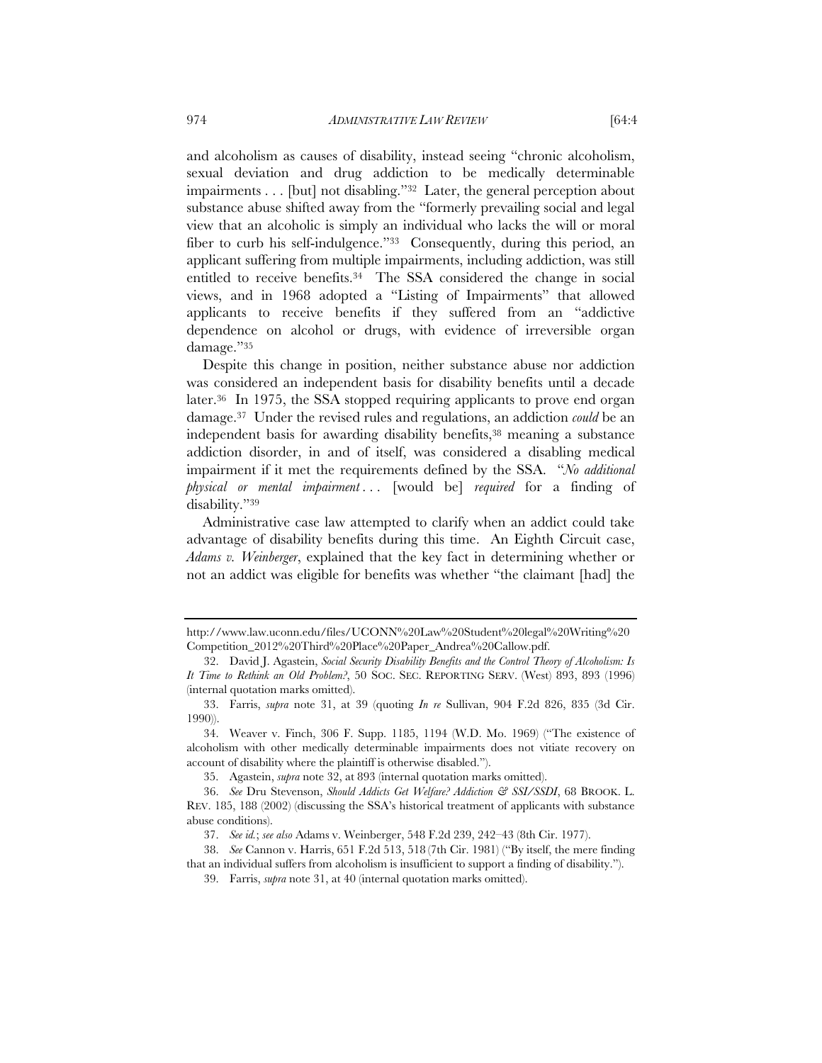and alcoholism as causes of disability, instead seeing "chronic alcoholism, sexual deviation and drug addiction to be medically determinable impairments . . . [but] not disabling."[32] Later, the general perception about substance abuse shifted away from the "formerly prevailing social and legal view that an alcoholic is simply an individual who lacks the will or moral fiber to curb his self-indulgence."[33] Consequently, during this period, an applicant suffering from multiple impairments, including addiction, was still entitled to receive benefits.[34] The SSA considered the change in social views, and in 1968 adopted a "Listing of Impairments" that allowed applicants to receive benefits if they suffered from an "addictive dependence on alcohol or drugs, with evidence of irreversible organ damage."[35]

Despite this change in position, neither substance abuse nor addiction was considered an independent basis for disability benefits until a decade later.[36] In 1975, the SSA stopped requiring applicants to prove end organ damage.[37] Under the revised rules and regulations, an addiction *could* be an independent basis for awarding disability benefits,[38] meaning a substance addiction disorder, in and of itself, was considered a disabling medical impairment if it met the requirements defined by the SSA. "*No additional physical or mental impairment* . . . [would be] *required* for a finding of disability."[39]

Administrative case law attempted to clarify when an addict could take advantage of disability benefits during this time. An Eighth Circuit case, *Adams v. Weinberger*, explained that the key fact in determining whether or not an addict was eligible for benefits was whether "the claimant [had] the

---

http://www.law.uconn.edu/files/UCONN%20Law%20Student%20legal%20Writing%20 Competition_2012%20Third%20Place%20Paper_Andrea%20Callow.pdf.

32. David J. Agastein, *Social Security Disability Benefits and the Control Theory of Alcoholism: Is It Time to Rethink an Old Problem?*, 50 SOC. SEC. REPORTING SERV. (West) 893, 893 (1996) (internal quotation marks omitted).

33. Farris, *supra* note 31, at 39 (quoting *In re* Sullivan, 904 F.2d 826, 835 (3d Cir. 1990)).

34. Weaver v. Finch, 306 F. Supp. 1185, 1194 (W.D. Mo. 1969) ("The existence of alcoholism with other medically determinable impairments does not vitiate recovery on account of disability where the plaintiff is otherwise disabled.").

35. Agastein, *supra* note 32, at 893 (internal quotation marks omitted).

36. *See* Dru Stevenson, *Should Addicts Get Welfare? Addiction & SSI/SSDI*, 68 BROOK. L. REV. 185, 188 (2002) (discussing the SSA's historical treatment of applicants with substance abuse conditions).

37. *See id.*; *see also* Adams v. Weinberger, 548 F.2d 239, 242–43 (8th Cir. 1977).

38. *See* Cannon v. Harris, 651 F.2d 513, 518 (7th Cir. 1981) ("By itself, the mere finding that an individual suffers from alcoholism is insufficient to support a finding of disability.").

39. Farris, *supra* note 31, at 40 (internal quotation marks omitted).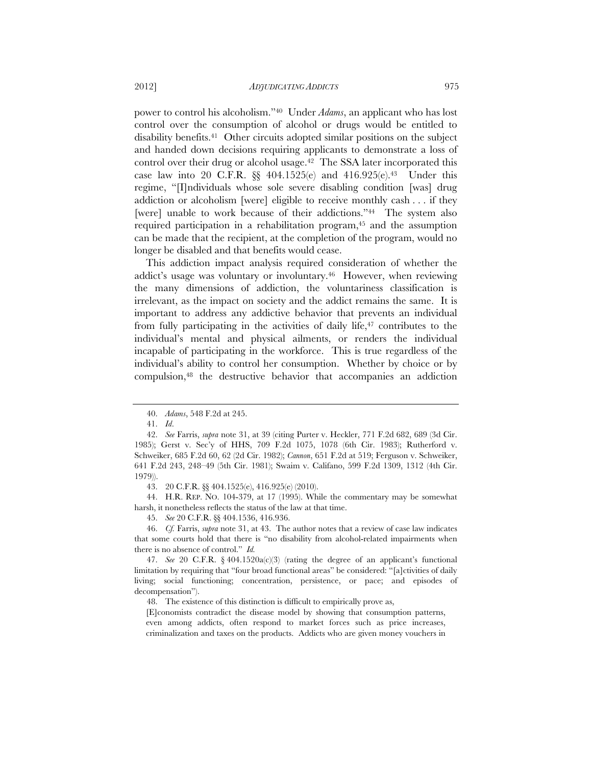power to control his alcoholism."[40] Under *Adams*, an applicant who has lost control over the consumption of alcohol or drugs would be entitled to disability benefits.[41] Other circuits adopted similar positions on the subject and handed down decisions requiring applicants to demonstrate a loss of control over their drug or alcohol usage.[42] The SSA later incorporated this case law into 20 C.F.R. §§ 404.1525(e) and 416.925(e).[43] Under this regime, "[I]ndividuals whose sole severe disabling condition [was] drug addiction or alcoholism [were] eligible to receive monthly cash . . . if they [were] unable to work because of their addictions."[44] The system also required participation in a rehabilitation program,[45] and the assumption can be made that the recipient, at the completion of the program, would no longer be disabled and that benefits would cease.

This addiction impact analysis required consideration of whether the addict's usage was voluntary or involuntary.[46] However, when reviewing the many dimensions of addiction, the voluntariness classification is irrelevant, as the impact on society and the addict remains the same. It is important to address any addictive behavior that prevents an individual from fully participating in the activities of daily life,[47] contributes to the individual's mental and physical ailments, or renders the individual incapable of participating in the workforce. This is true regardless of the individual's ability to control her consumption. Whether by choice or by compulsion,[48] the destructive behavior that accompanies an addiction

---

40. *Adams*, 548 F.2d at 245.

41. *Id.*

42. *See* Farris, *supra* note 31, at 39 (citing Purter v. Heckler, 771 F.2d 682, 689 (3d Cir. 1985); Gerst v. Sec'y of HHS, 709 F.2d 1075, 1078 (6th Cir. 1983); Rutherford v. Schweiker, 685 F.2d 60, 62 (2d Cir. 1982); *Cannon*, 651 F.2d at 519; Ferguson v. Schweiker, 641 F.2d 243, 248–49 (5th Cir. 1981); Swaim v. Califano, 599 F.2d 1309, 1312 (4th Cir. 1979)).

43. 20 C.F.R. §§ 404.1525(e), 416.925(e) (2010).

44. H.R. REP. NO. 104-379, at 17 (1995). While the commentary may be somewhat harsh, it nonetheless reflects the status of the law at that time.

45. *See* 20 C.F.R. §§ 404.1536, 416.936.

46. *Cf.* Farris, *supra* note 31, at 43. The author notes that a review of case law indicates that some courts hold that there is "no disability from alcohol-related impairments when there is no absence of control." *Id.*

47. *See* 20 C.F.R. § 404.1520a(c)(3) (rating the degree of an applicant's functional limitation by requiring that "four broad functional areas" be considered: "[a]ctivities of daily living; social functioning; concentration, persistence, or pace; and episodes of decompensation").

48. The existence of this distinction is difficult to empirically prove as,

> [E]conomists contradict the disease model by showing that consumption patterns, even among addicts, often respond to market forces such as price increases, criminalization and taxes on the products. Addicts who are given money vouchers in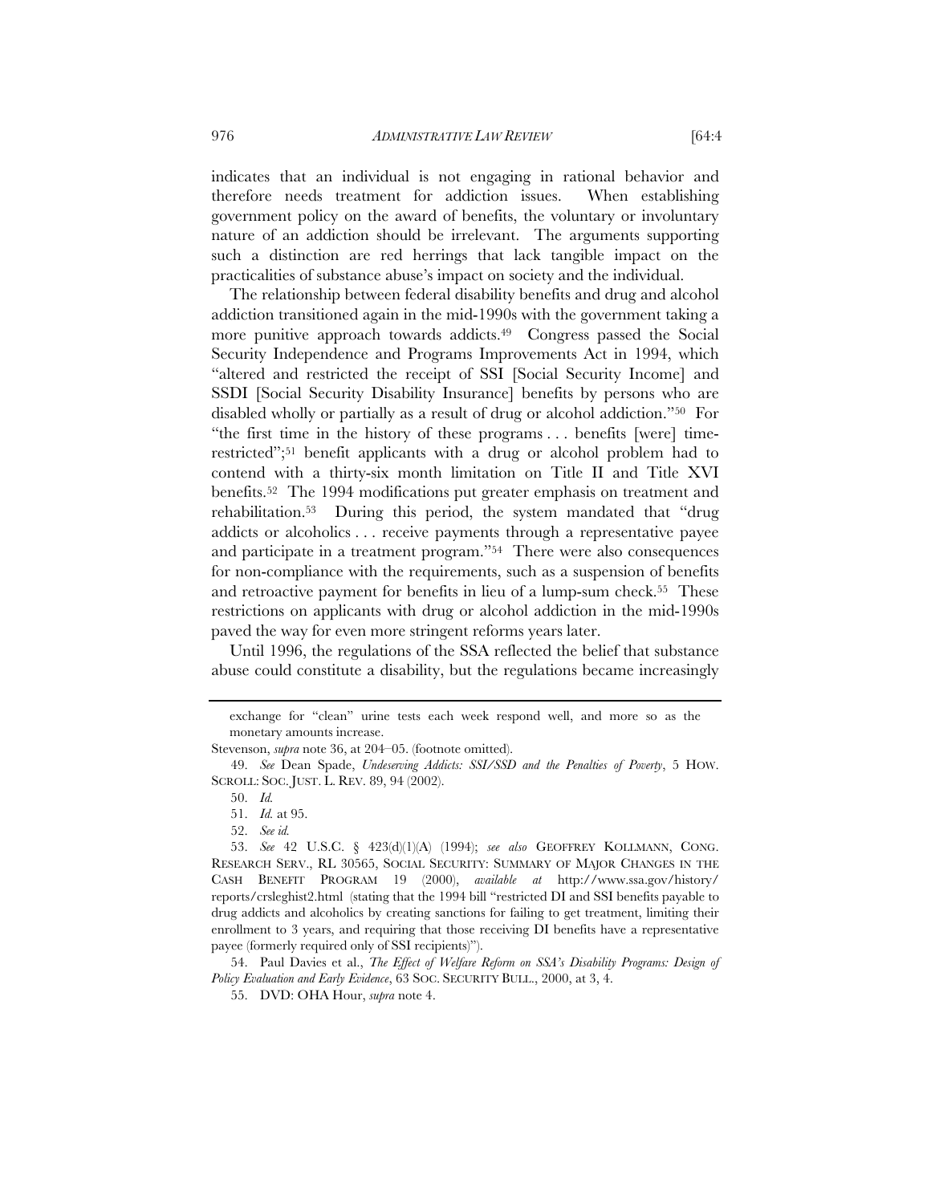indicates that an individual is not engaging in rational behavior and therefore needs treatment for addiction issues. When establishing government policy on the award of benefits, the voluntary or involuntary nature of an addiction should be irrelevant. The arguments supporting such a distinction are red herrings that lack tangible impact on the practicalities of substance abuse's impact on society and the individual.

The relationship between federal disability benefits and drug and alcohol addiction transitioned again in the mid-1990s with the government taking a more punitive approach towards addicts.[49] Congress passed the Social Security Independence and Programs Improvements Act in 1994, which "altered and restricted the receipt of SSI [Social Security Income] and SSDI [Social Security Disability Insurance] benefits by persons who are disabled wholly or partially as a result of drug or alcohol addiction."[50] For "the first time in the history of these programs . . . benefits [were] time-restricted";[51] benefit applicants with a drug or alcohol problem had to contend with a thirty-six month limitation on Title II and Title XVI benefits.[52] The 1994 modifications put greater emphasis on treatment and rehabilitation.[53] During this period, the system mandated that "drug addicts or alcoholics . . . receive payments through a representative payee and participate in a treatment program."[54] There were also consequences for non-compliance with the requirements, such as a suspension of benefits and retroactive payment for benefits in lieu of a lump-sum check.[55] These restrictions on applicants with drug or alcohol addiction in the mid-1990s paved the way for even more stringent reforms years later.

Until 1996, the regulations of the SSA reflected the belief that substance abuse could constitute a disability, but the regulations became increasingly

---

exchange for "clean" urine tests each week respond well, and more so as the monetary amounts increase.

Stevenson, *supra* note 36, at 204–05. (footnote omitted).

49. *See* Dean Spade, *Undeserving Addicts: SSI/SSD and the Penalties of Poverty*, 5 HOW. SCROLL: SOC. JUST. L. REV. 89, 94 (2002).

50. *Id.*

51. *Id.* at 95.

52. *See id.*

53. *See* 42 U.S.C. § 423(d)(1)(A) (1994); *see also* GEOFFREY KOLLMANN, CONG. RESEARCH SERV., RL 30565, SOCIAL SECURITY: SUMMARY OF MAJOR CHANGES IN THE CASH BENEFIT PROGRAM 19 (2000), *available at* http://www.ssa.gov/history/reports/crsleghist2.html (stating that the 1994 bill "restricted DI and SSI benefits payable to drug addicts and alcoholics by creating sanctions for failing to get treatment, limiting their enrollment to 3 years, and requiring that those receiving DI benefits have a representative payee (formerly required only of SSI recipients)").

54. Paul Davies et al., *The Effect of Welfare Reform on SSA's Disability Programs: Design of Policy Evaluation and Early Evidence*, 63 SOC. SECURITY BULL., 2000, at 3, 4.

55. DVD: OHA Hour, *supra* note 4.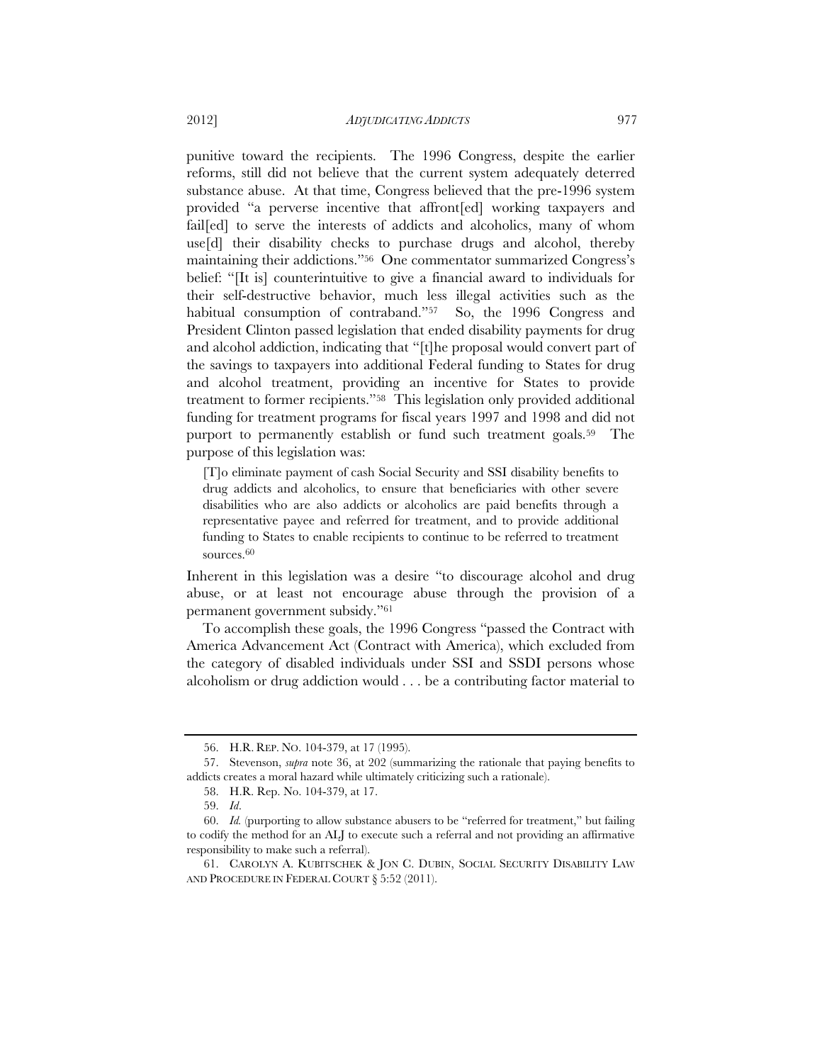punitive toward the recipients. The 1996 Congress, despite the earlier reforms, still did not believe that the current system adequately deterred substance abuse. At that time, Congress believed that the pre-1996 system provided "a perverse incentive that affront[ed] working taxpayers and fail[ed] to serve the interests of addicts and alcoholics, many of whom use[d] their disability checks to purchase drugs and alcohol, thereby maintaining their addictions."[56] One commentator summarized Congress's belief: "[It is] counterintuitive to give a financial award to individuals for their self-destructive behavior, much less illegal activities such as the habitual consumption of contraband."[57] So, the 1996 Congress and President Clinton passed legislation that ended disability payments for drug and alcohol addiction, indicating that "[t]he proposal would convert part of the savings to taxpayers into additional Federal funding to States for drug and alcohol treatment, providing an incentive for States to provide treatment to former recipients."[58] This legislation only provided additional funding for treatment programs for fiscal years 1997 and 1998 and did not purport to permanently establish or fund such treatment goals.[59] The purpose of this legislation was:

> [T]o eliminate payment of cash Social Security and SSI disability benefits to drug addicts and alcoholics, to ensure that beneficiaries with other severe disabilities who are also addicts or alcoholics are paid benefits through a representative payee and referred for treatment, and to provide additional funding to States to enable recipients to continue to be referred to treatment sources.[60]

Inherent in this legislation was a desire "to discourage alcohol and drug abuse, or at least not encourage abuse through the provision of a permanent government subsidy."[61]

To accomplish these goals, the 1996 Congress "passed the Contract with America Advancement Act (Contract with America), which excluded from the category of disabled individuals under SSI and SSDI persons whose alcoholism or drug addiction would . . . be a contributing factor material to

---

56. H.R. REP. NO. 104-379, at 17 (1995).

57. Stevenson, *supra* note 36, at 202 (summarizing the rationale that paying benefits to addicts creates a moral hazard while ultimately criticizing such a rationale).

58. H.R. Rep. No. 104-379, at 17.

59. *Id*.

60. *Id.* (purporting to allow substance abusers to be "referred for treatment," but failing to codify the method for an ALJ to execute such a referral and not providing an affirmative responsibility to make such a referral).

61. CAROLYN A. KUBITSCHEK & JON C. DUBIN, SOCIAL SECURITY DISABILITY LAW AND PROCEDURE IN FEDERAL COURT § 5:52 (2011).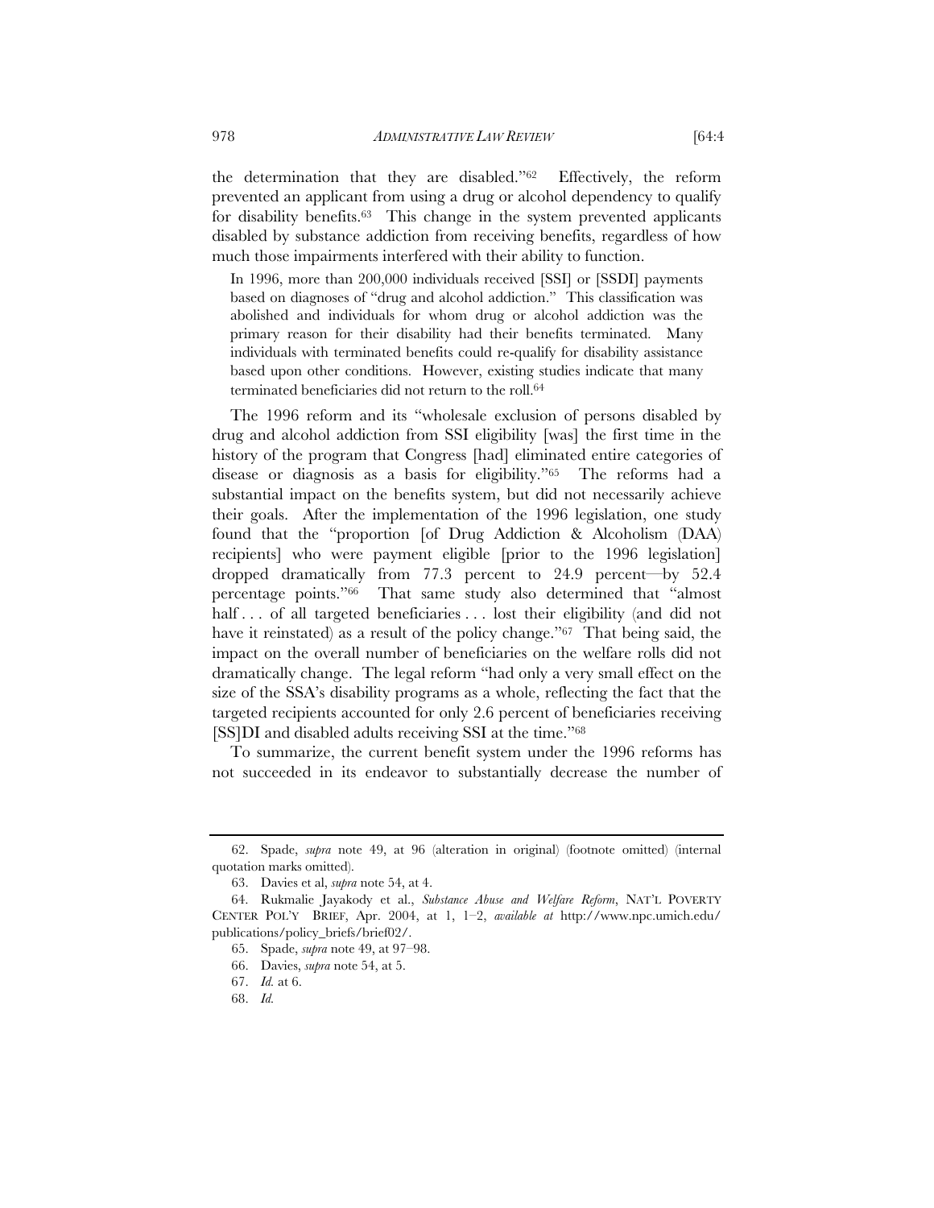the determination that they are disabled."[62] Effectively, the reform prevented an applicant from using a drug or alcohol dependency to qualify for disability benefits.[63] This change in the system prevented applicants disabled by substance addiction from receiving benefits, regardless of how much those impairments interfered with their ability to function.

> In 1996, more than 200,000 individuals received [SSI] or [SSDI] payments based on diagnoses of "drug and alcohol addiction." This classification was abolished and individuals for whom drug or alcohol addiction was the primary reason for their disability had their benefits terminated. Many individuals with terminated benefits could re-qualify for disability assistance based upon other conditions. However, existing studies indicate that many terminated beneficiaries did not return to the roll.[64]

The 1996 reform and its "wholesale exclusion of persons disabled by drug and alcohol addiction from SSI eligibility [was] the first time in the history of the program that Congress [had] eliminated entire categories of disease or diagnosis as a basis for eligibility."[65] The reforms had a substantial impact on the benefits system, but did not necessarily achieve their goals. After the implementation of the 1996 legislation, one study found that the "proportion [of Drug Addiction & Alcoholism (DAA) recipients] who were payment eligible [prior to the 1996 legislation] dropped dramatically from 77.3 percent to 24.9 percent—by 52.4 percentage points."[66] That same study also determined that "almost half . . . of all targeted beneficiaries . . . lost their eligibility (and did not have it reinstated) as a result of the policy change."[67] That being said, the impact on the overall number of beneficiaries on the welfare rolls did not dramatically change. The legal reform "had only a very small effect on the size of the SSA's disability programs as a whole, reflecting the fact that the targeted recipients accounted for only 2.6 percent of beneficiaries receiving [SS]DI and disabled adults receiving SSI at the time."[68]

To summarize, the current benefit system under the 1996 reforms has not succeeded in its endeavor to substantially decrease the number of

---

62. Spade, *supra* note 49, at 96 (alteration in original) (footnote omitted) (internal quotation marks omitted).

63. Davies et al, *supra* note 54, at 4.

64. Rukmalie Jayakody et al., *Substance Abuse and Welfare Reform*, NAT'L POVERTY CENTER POL'Y BRIEF, Apr. 2004, at 1, 1–2, *available at* http://www.npc.umich.edu/publications/policy_briefs/brief02/.

65. Spade, *supra* note 49, at 97–98.

66. Davies, *supra* note 54, at 5.

67. *Id.* at 6.

68. *Id.*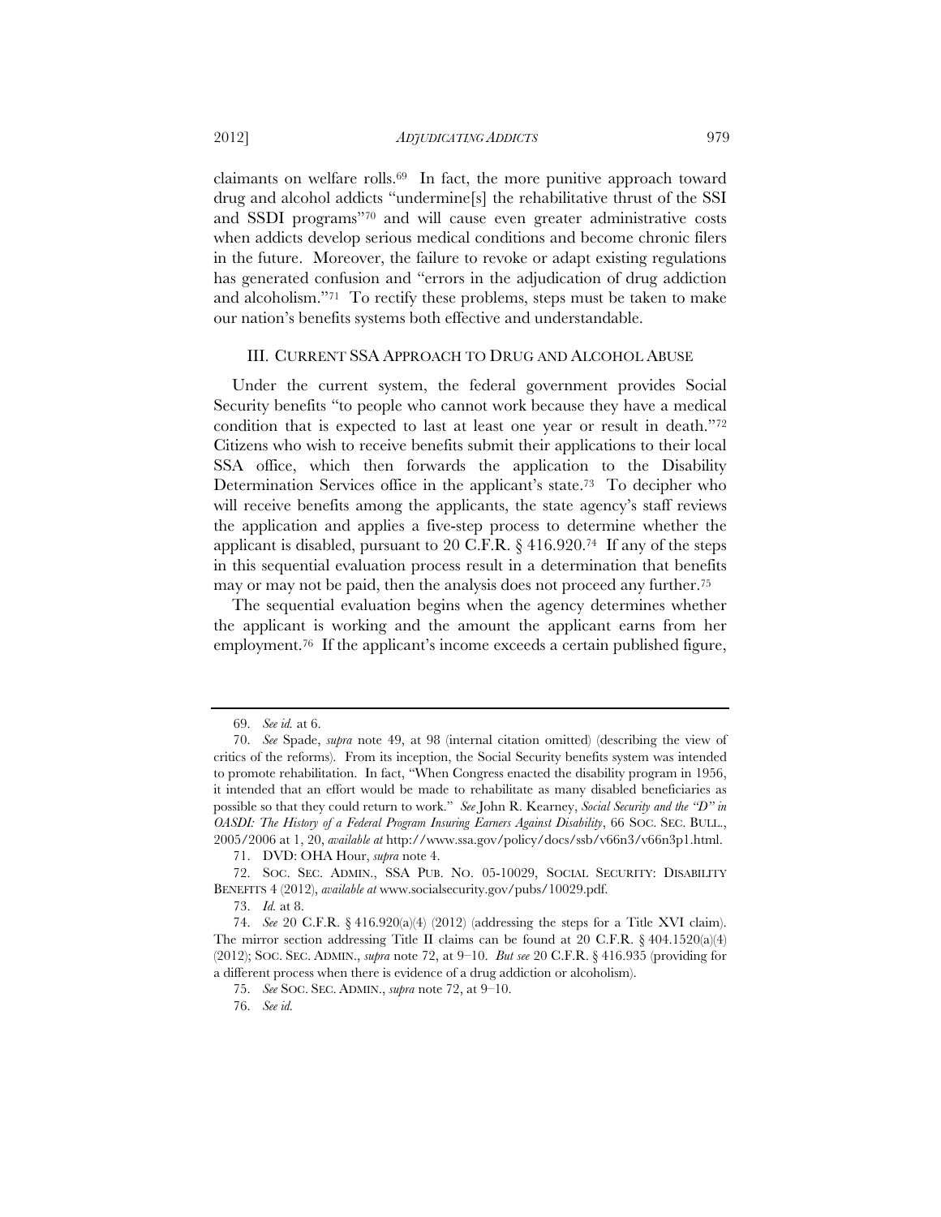claimants on welfare rolls.[69] In fact, the more punitive approach toward drug and alcohol addicts "undermine[s] the rehabilitative thrust of the SSI and SSDI programs"[70] and will cause even greater administrative costs when addicts develop serious medical conditions and become chronic filers in the future. Moreover, the failure to revoke or adapt existing regulations has generated confusion and "errors in the adjudication of drug addiction and alcoholism."[71] To rectify these problems, steps must be taken to make our nation's benefits systems both effective and understandable.

## III. CURRENT SSA APPROACH TO DRUG AND ALCOHOL ABUSE

Under the current system, the federal government provides Social Security benefits "to people who cannot work because they have a medical condition that is expected to last at least one year or result in death."[72] Citizens who wish to receive benefits submit their applications to their local SSA office, which then forwards the application to the Disability Determination Services office in the applicant's state.[73] To decipher who will receive benefits among the applicants, the state agency's staff reviews the application and applies a five-step process to determine whether the applicant is disabled, pursuant to 20 C.F.R. § 416.920.[74] If any of the steps in this sequential evaluation process result in a determination that benefits may or may not be paid, then the analysis does not proceed any further.[75]

The sequential evaluation begins when the agency determines whether the applicant is working and the amount the applicant earns from her employment.[76] If the applicant's income exceeds a certain published figure,

---

69. *See id.* at 6.

70. *See* Spade, *supra* note 49, at 98 (internal citation omitted) (describing the view of critics of the reforms). From its inception, the Social Security benefits system was intended to promote rehabilitation. In fact, "When Congress enacted the disability program in 1956, it intended that an effort would be made to rehabilitate as many disabled beneficiaries as possible so that they could return to work." *See* John R. Kearney, *Social Security and the "D" in OASDI: The History of a Federal Program Insuring Earners Against Disability*, 66 SOC. SEC. BULL., 2005/2006 at 1, 20, *available at* http://www.ssa.gov/policy/docs/ssb/v66n3/v66n3p1.html.

71. DVD: OHA Hour, *supra* note 4.

72. SOC. SEC. ADMIN., SSA PUB. NO. 05-10029, SOCIAL SECURITY: DISABILITY BENEFITS 4 (2012), *available at* www.socialsecurity.gov/pubs/10029.pdf.

73. *Id.* at 8.

74. *See* 20 C.F.R. § 416.920(a)(4) (2012) (addressing the steps for a Title XVI claim). The mirror section addressing Title II claims can be found at 20 C.F.R. § 404.1520(a)(4) (2012); SOC. SEC. ADMIN., *supra* note 72, at 9–10. *But see* 20 C.F.R. § 416.935 (providing for a different process when there is evidence of a drug addiction or alcoholism).

75. *See* SOC. SEC. ADMIN., *supra* note 72, at 9–10.

76. *See id.*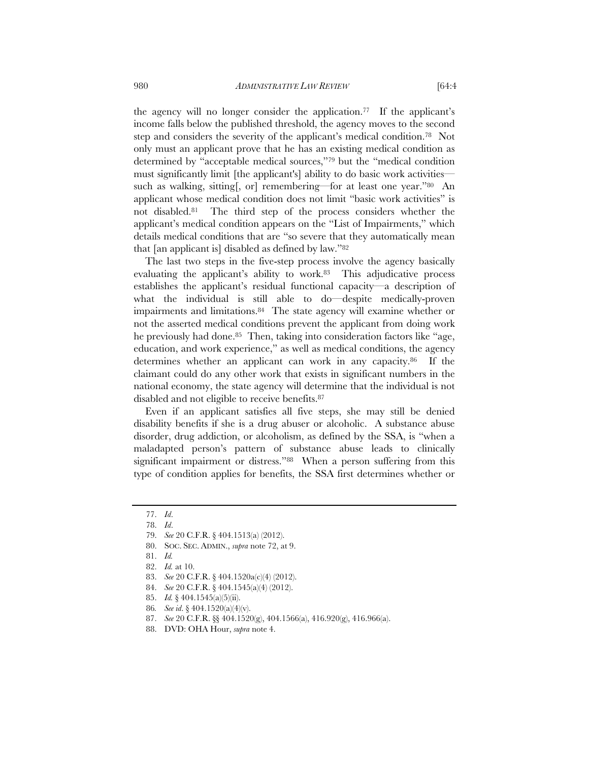the agency will no longer consider the application.[77] If the applicant's income falls below the published threshold, the agency moves to the second step and considers the severity of the applicant's medical condition.[78] Not only must an applicant prove that he has an existing medical condition as determined by "acceptable medical sources,"[79] but the "medical condition must significantly limit [the applicant's] ability to do basic work activities—such as walking, sitting[, or] remembering—for at least one year."[80] An applicant whose medical condition does not limit "basic work activities" is not disabled.[81] The third step of the process considers whether the applicant's medical condition appears on the "List of Impairments," which details medical conditions that are "so severe that they automatically mean that [an applicant is] disabled as defined by law."[82]

The last two steps in the five-step process involve the agency basically evaluating the applicant's ability to work.[83] This adjudicative process establishes the applicant's residual functional capacity—a description of what the individual is still able to do—despite medically-proven impairments and limitations.[84] The state agency will examine whether or not the asserted medical conditions prevent the applicant from doing work he previously had done.[85] Then, taking into consideration factors like "age, education, and work experience," as well as medical conditions, the agency determines whether an applicant can work in any capacity.[86] If the claimant could do any other work that exists in significant numbers in the national economy, the state agency will determine that the individual is not disabled and not eligible to receive benefits.[87]

Even if an applicant satisfies all five steps, she may still be denied disability benefits if she is a drug abuser or alcoholic. A substance abuse disorder, drug addiction, or alcoholism, as defined by the SSA, is "when a maladapted person's pattern of substance abuse leads to clinically significant impairment or distress."[88] When a person suffering from this type of condition applies for benefits, the SSA first determines whether or

---

77. *Id*.
78. *Id*.
79. *See* 20 C.F.R. § 404.1513(a) (2012).
80. SOC. SEC. ADMIN., *supra* note 72, at 9.
81. *Id.*
82. *Id.* at 10.
83. *See* 20 C.F.R. § 404.1520a(c)(4) (2012).
84. *See* 20 C.F.R. § 404.1545(a)(4) (2012).
85. *Id.* § 404.1545(a)(5)(ii).
86. *See id*. § 404.1520(a)(4)(v).
87. *See* 20 C.F.R. §§ 404.1520(g), 404.1566(a), 416.920(g), 416.966(a).
88. DVD: OHA Hour, *supra* note 4.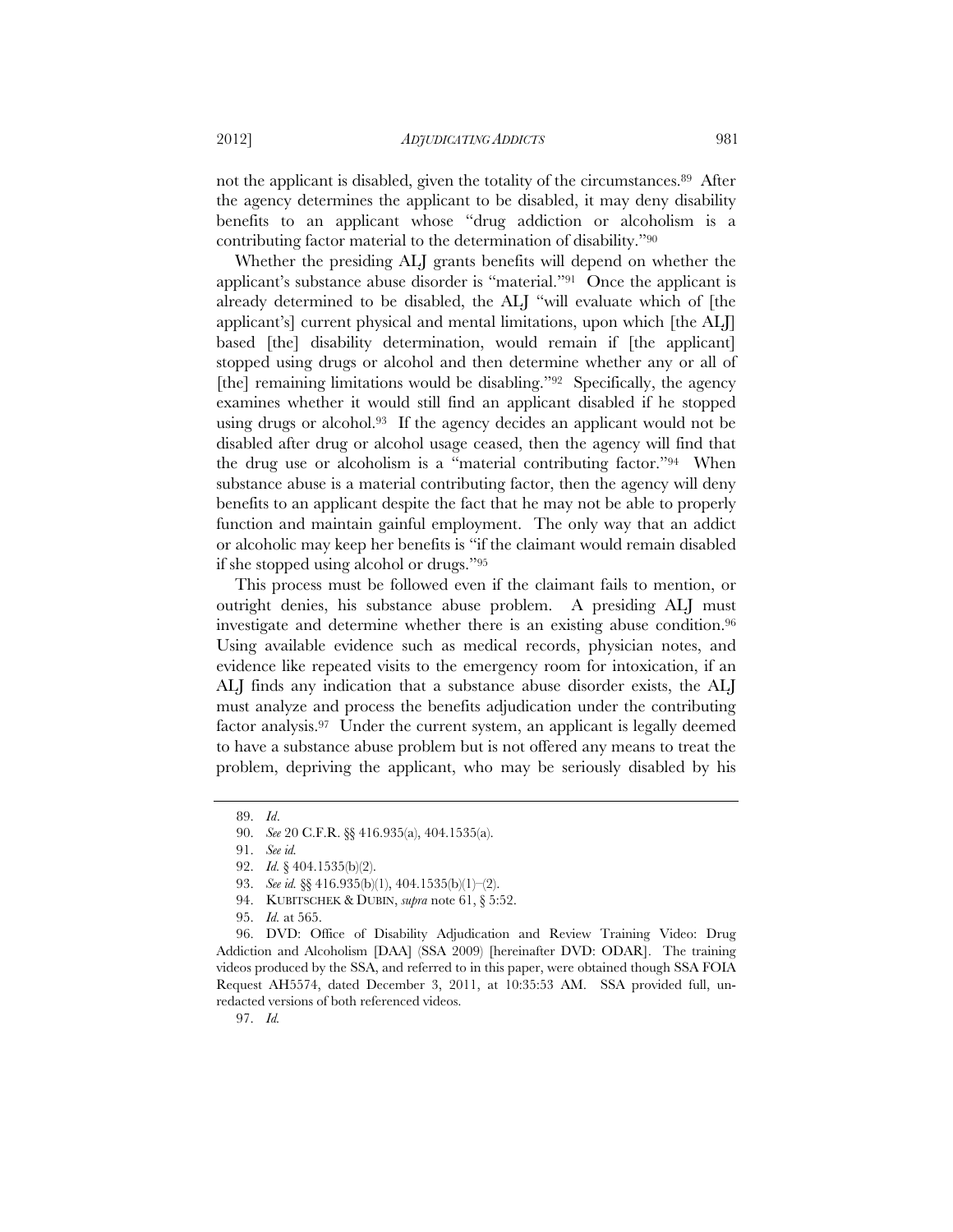not the applicant is disabled, given the totality of the circumstances.[89] After the agency determines the applicant to be disabled, it may deny disability benefits to an applicant whose "drug addiction or alcoholism is a contributing factor material to the determination of disability."[90]

Whether the presiding ALJ grants benefits will depend on whether the applicant's substance abuse disorder is "material."[91] Once the applicant is already determined to be disabled, the ALJ "will evaluate which of [the applicant's] current physical and mental limitations, upon which [the ALJ] based [the] disability determination, would remain if [the applicant] stopped using drugs or alcohol and then determine whether any or all of [the] remaining limitations would be disabling."[92] Specifically, the agency examines whether it would still find an applicant disabled if he stopped using drugs or alcohol.[93] If the agency decides an applicant would not be disabled after drug or alcohol usage ceased, then the agency will find that the drug use or alcoholism is a "material contributing factor."[94] When substance abuse is a material contributing factor, then the agency will deny benefits to an applicant despite the fact that he may not be able to properly function and maintain gainful employment. The only way that an addict or alcoholic may keep her benefits is "if the claimant would remain disabled if she stopped using alcohol or drugs."[95]

This process must be followed even if the claimant fails to mention, or outright denies, his substance abuse problem. A presiding ALJ must investigate and determine whether there is an existing abuse condition.[96] Using available evidence such as medical records, physician notes, and evidence like repeated visits to the emergency room for intoxication, if an ALJ finds any indication that a substance abuse disorder exists, the ALJ must analyze and process the benefits adjudication under the contributing factor analysis.[97] Under the current system, an applicant is legally deemed to have a substance abuse problem but is not offered any means to treat the problem, depriving the applicant, who may be seriously disabled by his

---

89. *Id*.

90. *See* 20 C.F.R. §§ 416.935(a), 404.1535(a).

91. *See id.*

92. *Id.* § 404.1535(b)(2).

93. *See id.* §§ 416.935(b)(1), 404.1535(b)(1)–(2).

94. KUBITSCHEK & DUBIN, *supra* note 61, § 5:52.

95. *Id.* at 565.

96. DVD: Office of Disability Adjudication and Review Training Video: Drug Addiction and Alcoholism [DAA] (SSA 2009) [hereinafter DVD: ODAR]. The training videos produced by the SSA, and referred to in this paper, were obtained though SSA FOIA Request AH5574, dated December 3, 2011, at 10:35:53 AM. SSA provided full, un-redacted versions of both referenced videos.

97. *Id.*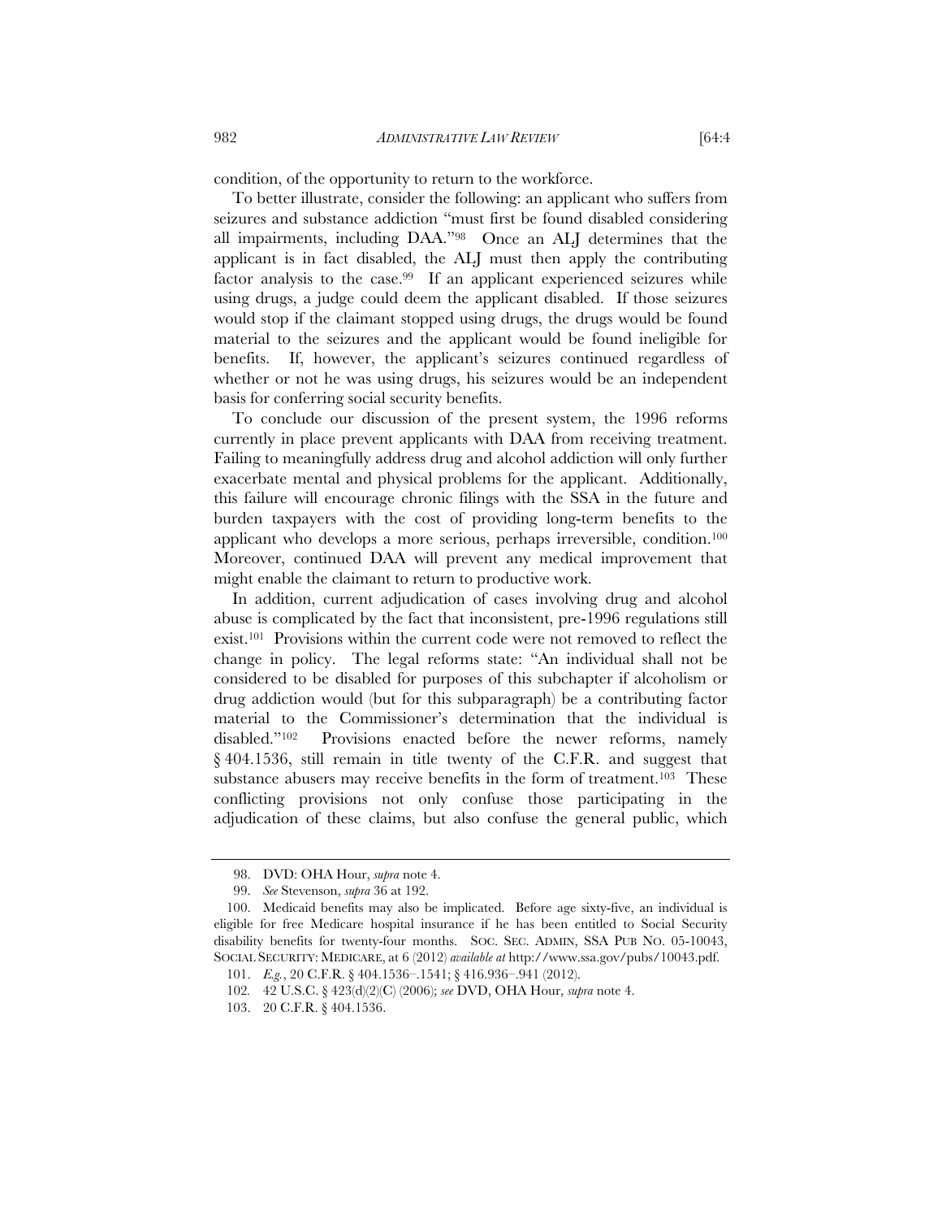condition, of the opportunity to return to the workforce.

To better illustrate, consider the following: an applicant who suffers from seizures and substance addiction "must first be found disabled considering all impairments, including DAA."[98] Once an ALJ determines that the applicant is in fact disabled, the ALJ must then apply the contributing factor analysis to the case.[99] If an applicant experienced seizures while using drugs, a judge could deem the applicant disabled. If those seizures would stop if the claimant stopped using drugs, the drugs would be found material to the seizures and the applicant would be found ineligible for benefits. If, however, the applicant's seizures continued regardless of whether or not he was using drugs, his seizures would be an independent basis for conferring social security benefits.

To conclude our discussion of the present system, the 1996 reforms currently in place prevent applicants with DAA from receiving treatment. Failing to meaningfully address drug and alcohol addiction will only further exacerbate mental and physical problems for the applicant. Additionally, this failure will encourage chronic filings with the SSA in the future and burden taxpayers with the cost of providing long-term benefits to the applicant who develops a more serious, perhaps irreversible, condition.[100] Moreover, continued DAA will prevent any medical improvement that might enable the claimant to return to productive work.

In addition, current adjudication of cases involving drug and alcohol abuse is complicated by the fact that inconsistent, pre-1996 regulations still exist.[101] Provisions within the current code were not removed to reflect the change in policy. The legal reforms state: "An individual shall not be considered to be disabled for purposes of this subchapter if alcoholism or drug addiction would (but for this subparagraph) be a contributing factor material to the Commissioner's determination that the individual is disabled."[102] Provisions enacted before the newer reforms, namely § 404.1536, still remain in title twenty of the C.F.R. and suggest that substance abusers may receive benefits in the form of treatment.[103] These conflicting provisions not only confuse those participating in the adjudication of these claims, but also confuse the general public, which

---

98. DVD: OHA Hour, *supra* note 4.

99. *See* Stevenson, *supra* 36 at 192.

100. Medicaid benefits may also be implicated. Before age sixty-five, an individual is eligible for free Medicare hospital insurance if he has been entitled to Social Security disability benefits for twenty-four months. SOC. SEC. ADMIN, SSA PUB NO. 05-10043, SOCIAL SECURITY: MEDICARE, at 6 (2012) *available at* http://www.ssa.gov/pubs/10043.pdf.

101. *E.g.*, 20 C.F.R. § 404.1536–.1541; § 416.936–.941 (2012).

102. 42 U.S.C. § 423(d)(2)(C) (2006); *see* DVD, OHA Hour, *supra* note 4.

103. 20 C.F.R. § 404.1536.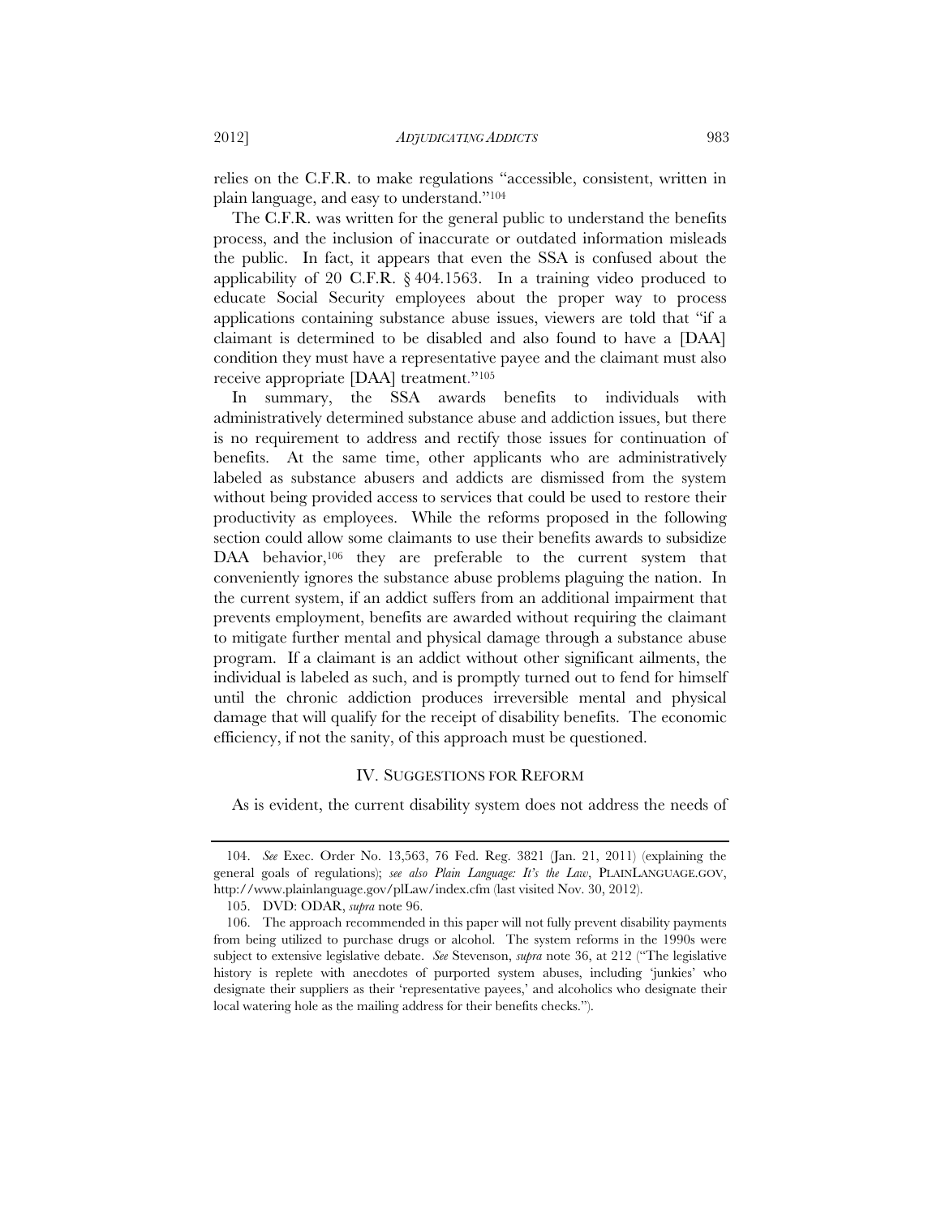relies on the C.F.R. to make regulations "accessible, consistent, written in plain language, and easy to understand."[104]

The C.F.R. was written for the general public to understand the benefits process, and the inclusion of inaccurate or outdated information misleads the public. In fact, it appears that even the SSA is confused about the applicability of 20 C.F.R. § 404.1563. In a training video produced to educate Social Security employees about the proper way to process applications containing substance abuse issues, viewers are told that "if a claimant is determined to be disabled and also found to have a [DAA] condition they must have a representative payee and the claimant must also receive appropriate [DAA] treatment."[105]

In summary, the SSA awards benefits to individuals with administratively determined substance abuse and addiction issues, but there is no requirement to address and rectify those issues for continuation of benefits. At the same time, other applicants who are administratively labeled as substance abusers and addicts are dismissed from the system without being provided access to services that could be used to restore their productivity as employees. While the reforms proposed in the following section could allow some claimants to use their benefits awards to subsidize DAA behavior,[106] they are preferable to the current system that conveniently ignores the substance abuse problems plaguing the nation. In the current system, if an addict suffers from an additional impairment that prevents employment, benefits are awarded without requiring the claimant to mitigate further mental and physical damage through a substance abuse program. If a claimant is an addict without other significant ailments, the individual is labeled as such, and is promptly turned out to fend for himself until the chronic addiction produces irreversible mental and physical damage that will qualify for the receipt of disability benefits. The economic efficiency, if not the sanity, of this approach must be questioned.

## IV. SUGGESTIONS FOR REFORM

As is evident, the current disability system does not address the needs of

---

104. *See* Exec. Order No. 13,563, 76 Fed. Reg. 3821 (Jan. 21, 2011) (explaining the general goals of regulations); *see also Plain Language: It's the Law*, PLAINLANGUAGE.GOV, http://www.plainlanguage.gov/plLaw/index.cfm (last visited Nov. 30, 2012).

105. DVD: ODAR, *supra* note 96.

106. The approach recommended in this paper will not fully prevent disability payments from being utilized to purchase drugs or alcohol. The system reforms in the 1990s were subject to extensive legislative debate. *See* Stevenson, *supra* note 36, at 212 ("The legislative history is replete with anecdotes of purported system abuses, including 'junkies' who designate their suppliers as their 'representative payees,' and alcoholics who designate their local watering hole as the mailing address for their benefits checks.").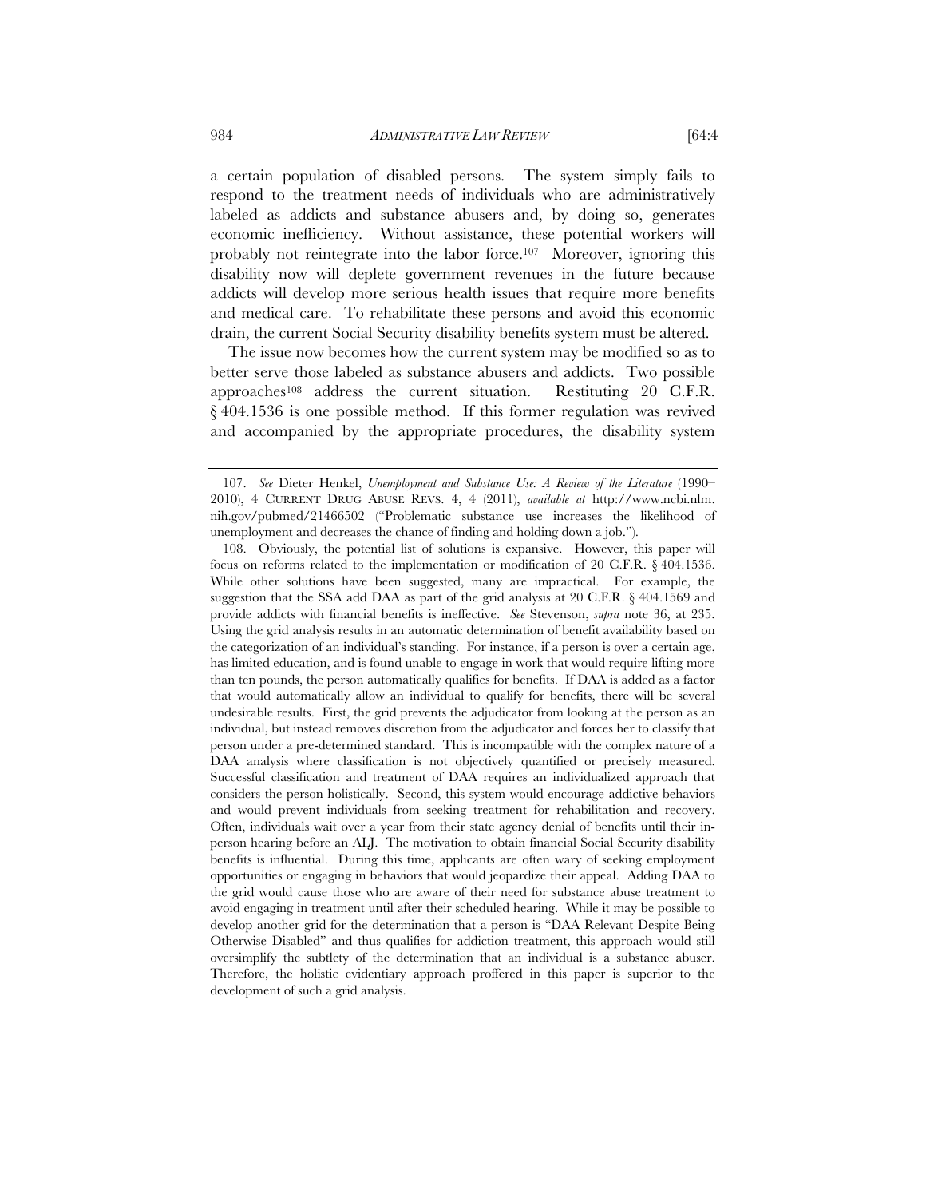a certain population of disabled persons. The system simply fails to respond to the treatment needs of individuals who are administratively labeled as addicts and substance abusers and, by doing so, generates economic inefficiency. Without assistance, these potential workers will probably not reintegrate into the labor force.[107] Moreover, ignoring this disability now will deplete government revenues in the future because addicts will develop more serious health issues that require more benefits and medical care. To rehabilitate these persons and avoid this economic drain, the current Social Security disability benefits system must be altered.

The issue now becomes how the current system may be modified so as to better serve those labeled as substance abusers and addicts. Two possible approaches[108] address the current situation. Restituting 20 C.F.R. § 404.1536 is one possible method. If this former regulation was revived and accompanied by the appropriate procedures, the disability system

---

107. *See* Dieter Henkel, *Unemployment and Substance Use: A Review of the Literature* (1990–2010), 4 CURRENT DRUG ABUSE REVS. 4, 4 (2011), *available at* http://www.ncbi.nlm.nih.gov/pubmed/21466502 ("Problematic substance use increases the likelihood of unemployment and decreases the chance of finding and holding down a job.").

108. Obviously, the potential list of solutions is expansive. However, this paper will focus on reforms related to the implementation or modification of 20 C.F.R. § 404.1536. While other solutions have been suggested, many are impractical. For example, the suggestion that the SSA add DAA as part of the grid analysis at 20 C.F.R. § 404.1569 and provide addicts with financial benefits is ineffective. *See* Stevenson, *supra* note 36, at 235. Using the grid analysis results in an automatic determination of benefit availability based on the categorization of an individual's standing. For instance, if a person is over a certain age, has limited education, and is found unable to engage in work that would require lifting more than ten pounds, the person automatically qualifies for benefits. If DAA is added as a factor that would automatically allow an individual to qualify for benefits, there will be several undesirable results. First, the grid prevents the adjudicator from looking at the person as an individual, but instead removes discretion from the adjudicator and forces her to classify that person under a pre-determined standard. This is incompatible with the complex nature of a DAA analysis where classification is not objectively quantified or precisely measured. Successful classification and treatment of DAA requires an individualized approach that considers the person holistically. Second, this system would encourage addictive behaviors and would prevent individuals from seeking treatment for rehabilitation and recovery. Often, individuals wait over a year from their state agency denial of benefits until their in-person hearing before an ALJ. The motivation to obtain financial Social Security disability benefits is influential. During this time, applicants are often wary of seeking employment opportunities or engaging in behaviors that would jeopardize their appeal. Adding DAA to the grid would cause those who are aware of their need for substance abuse treatment to avoid engaging in treatment until after their scheduled hearing. While it may be possible to develop another grid for the determination that a person is "DAA Relevant Despite Being Otherwise Disabled" and thus qualifies for addiction treatment, this approach would still oversimplify the subtlety of the determination that an individual is a substance abuser. Therefore, the holistic evidentiary approach proffered in this paper is superior to the development of such a grid analysis.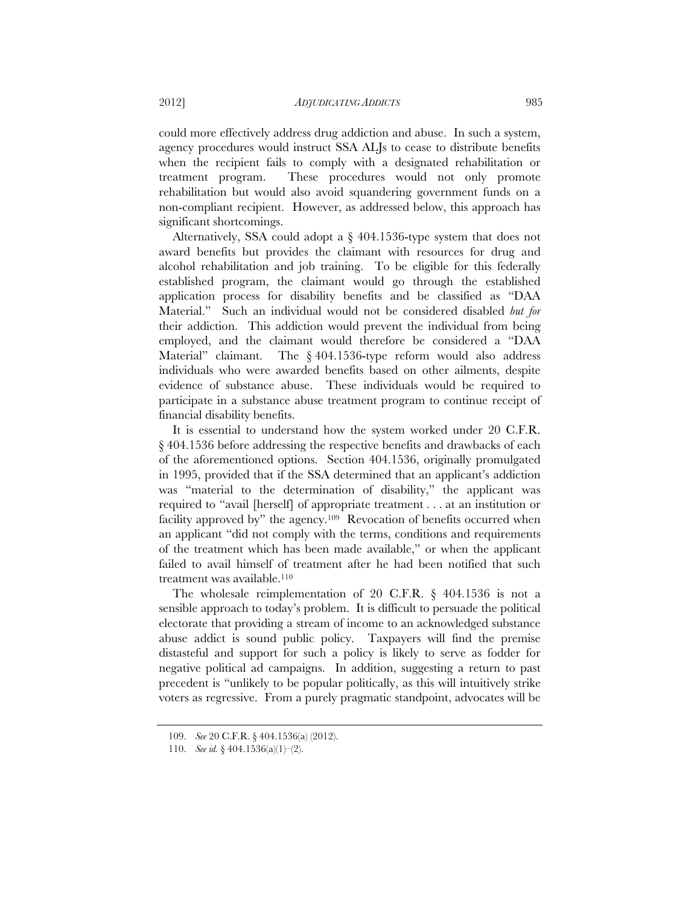could more effectively address drug addiction and abuse. In such a system, agency procedures would instruct SSA ALJs to cease to distribute benefits when the recipient fails to comply with a designated rehabilitation or treatment program. These procedures would not only promote rehabilitation but would also avoid squandering government funds on a non-compliant recipient. However, as addressed below, this approach has significant shortcomings.

Alternatively, SSA could adopt a § 404.1536-type system that does not award benefits but provides the claimant with resources for drug and alcohol rehabilitation and job training. To be eligible for this federally established program, the claimant would go through the established application process for disability benefits and be classified as "DAA Material." Such an individual would not be considered disabled *but for* their addiction. This addiction would prevent the individual from being employed, and the claimant would therefore be considered a "DAA Material" claimant. The § 404.1536-type reform would also address individuals who were awarded benefits based on other ailments, despite evidence of substance abuse. These individuals would be required to participate in a substance abuse treatment program to continue receipt of financial disability benefits.

It is essential to understand how the system worked under 20 C.F.R. § 404.1536 before addressing the respective benefits and drawbacks of each of the aforementioned options. Section 404.1536, originally promulgated in 1995, provided that if the SSA determined that an applicant's addiction was "material to the determination of disability," the applicant was required to "avail [herself] of appropriate treatment . . . at an institution or facility approved by" the agency.[109] Revocation of benefits occurred when an applicant "did not comply with the terms, conditions and requirements of the treatment which has been made available," or when the applicant failed to avail himself of treatment after he had been notified that such treatment was available.[110]

The wholesale reimplementation of 20 C.F.R. § 404.1536 is not a sensible approach to today's problem. It is difficult to persuade the political electorate that providing a stream of income to an acknowledged substance abuse addict is sound public policy. Taxpayers will find the premise distasteful and support for such a policy is likely to serve as fodder for negative political ad campaigns. In addition, suggesting a return to past precedent is "unlikely to be popular politically, as this will intuitively strike voters as regressive. From a purely pragmatic standpoint, advocates will be

---

109. *See* 20 C.F.R. § 404.1536(a) (2012).

110. *See id.* § 404.1536(a)(1)–(2).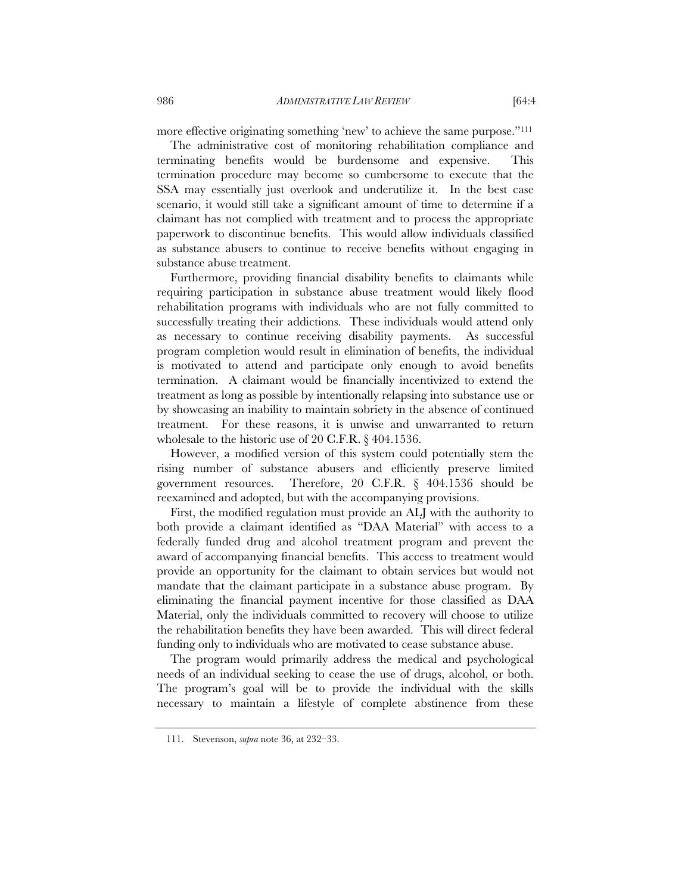more effective originating something 'new' to achieve the same purpose."[111]

The administrative cost of monitoring rehabilitation compliance and terminating benefits would be burdensome and expensive. This termination procedure may become so cumbersome to execute that the SSA may essentially just overlook and underutilize it. In the best case scenario, it would still take a significant amount of time to determine if a claimant has not complied with treatment and to process the appropriate paperwork to discontinue benefits. This would allow individuals classified as substance abusers to continue to receive benefits without engaging in substance abuse treatment.

Furthermore, providing financial disability benefits to claimants while requiring participation in substance abuse treatment would likely flood rehabilitation programs with individuals who are not fully committed to successfully treating their addictions. These individuals would attend only as necessary to continue receiving disability payments. As successful program completion would result in elimination of benefits, the individual is motivated to attend and participate only enough to avoid benefits termination. A claimant would be financially incentivized to extend the treatment as long as possible by intentionally relapsing into substance use or by showcasing an inability to maintain sobriety in the absence of continued treatment. For these reasons, it is unwise and unwarranted to return wholesale to the historic use of 20 C.F.R. § 404.1536.

However, a modified version of this system could potentially stem the rising number of substance abusers and efficiently preserve limited government resources. Therefore, 20 C.F.R. § 404.1536 should be reexamined and adopted, but with the accompanying provisions.

First, the modified regulation must provide an ALJ with the authority to both provide a claimant identified as "DAA Material" with access to a federally funded drug and alcohol treatment program and prevent the award of accompanying financial benefits. This access to treatment would provide an opportunity for the claimant to obtain services but would not mandate that the claimant participate in a substance abuse program. By eliminating the financial payment incentive for those classified as DAA Material, only the individuals committed to recovery will choose to utilize the rehabilitation benefits they have been awarded. This will direct federal funding only to individuals who are motivated to cease substance abuse.

The program would primarily address the medical and psychological needs of an individual seeking to cease the use of drugs, alcohol, or both. The program's goal will be to provide the individual with the skills necessary to maintain a lifestyle of complete abstinence from these

111. Stevenson, *supra* note 36, at 232–33.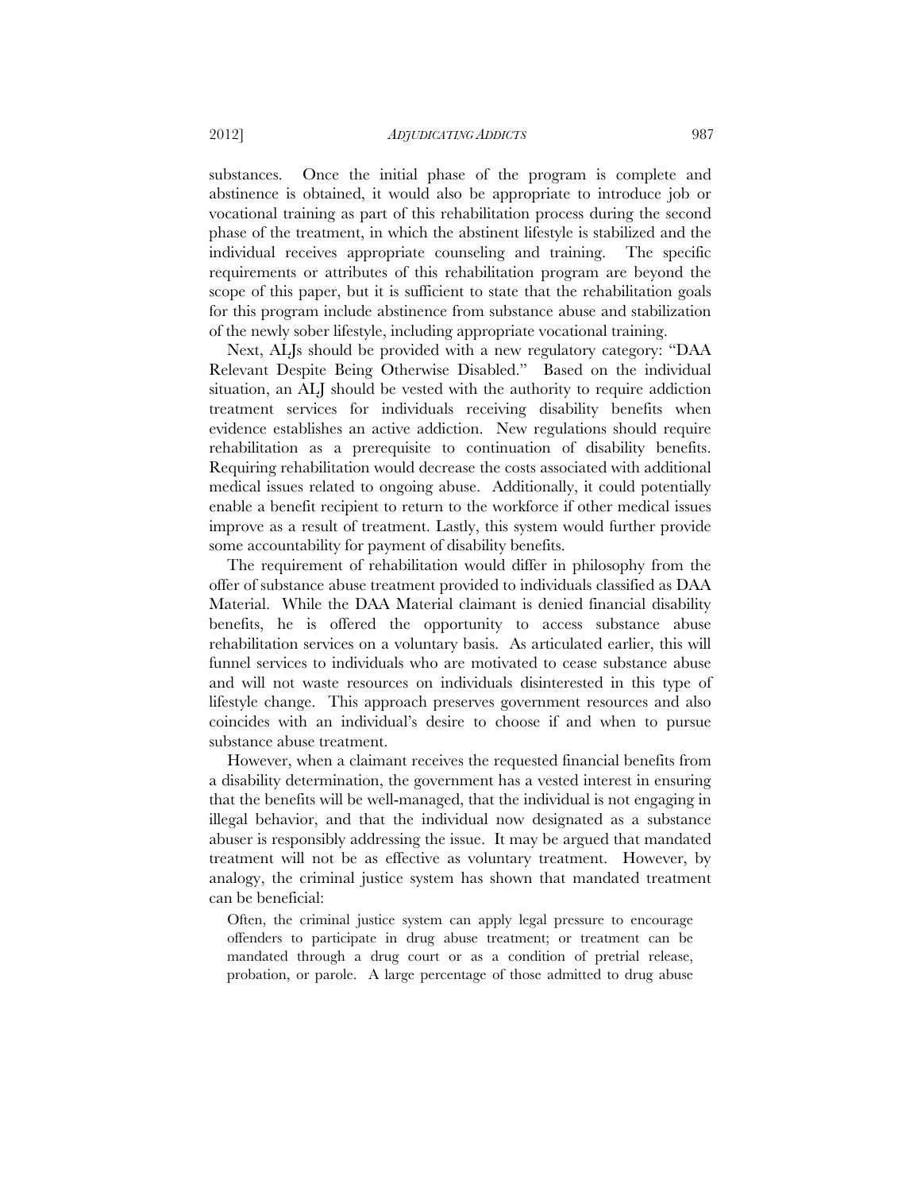substances. Once the initial phase of the program is complete and abstinence is obtained, it would also be appropriate to introduce job or vocational training as part of this rehabilitation process during the second phase of the treatment, in which the abstinent lifestyle is stabilized and the individual receives appropriate counseling and training. The specific requirements or attributes of this rehabilitation program are beyond the scope of this paper, but it is sufficient to state that the rehabilitation goals for this program include abstinence from substance abuse and stabilization of the newly sober lifestyle, including appropriate vocational training.

Next, ALJs should be provided with a new regulatory category: "DAA Relevant Despite Being Otherwise Disabled." Based on the individual situation, an ALJ should be vested with the authority to require addiction treatment services for individuals receiving disability benefits when evidence establishes an active addiction. New regulations should require rehabilitation as a prerequisite to continuation of disability benefits. Requiring rehabilitation would decrease the costs associated with additional medical issues related to ongoing abuse. Additionally, it could potentially enable a benefit recipient to return to the workforce if other medical issues improve as a result of treatment. Lastly, this system would further provide some accountability for payment of disability benefits.

The requirement of rehabilitation would differ in philosophy from the offer of substance abuse treatment provided to individuals classified as DAA Material. While the DAA Material claimant is denied financial disability benefits, he is offered the opportunity to access substance abuse rehabilitation services on a voluntary basis. As articulated earlier, this will funnel services to individuals who are motivated to cease substance abuse and will not waste resources on individuals disinterested in this type of lifestyle change. This approach preserves government resources and also coincides with an individual's desire to choose if and when to pursue substance abuse treatment.

However, when a claimant receives the requested financial benefits from a disability determination, the government has a vested interest in ensuring that the benefits will be well-managed, that the individual is not engaging in illegal behavior, and that the individual now designated as a substance abuser is responsibly addressing the issue. It may be argued that mandated treatment will not be as effective as voluntary treatment. However, by analogy, the criminal justice system has shown that mandated treatment can be beneficial:

> Often, the criminal justice system can apply legal pressure to encourage offenders to participate in drug abuse treatment; or treatment can be mandated through a drug court or as a condition of pretrial release, probation, or parole. A large percentage of those admitted to drug abuse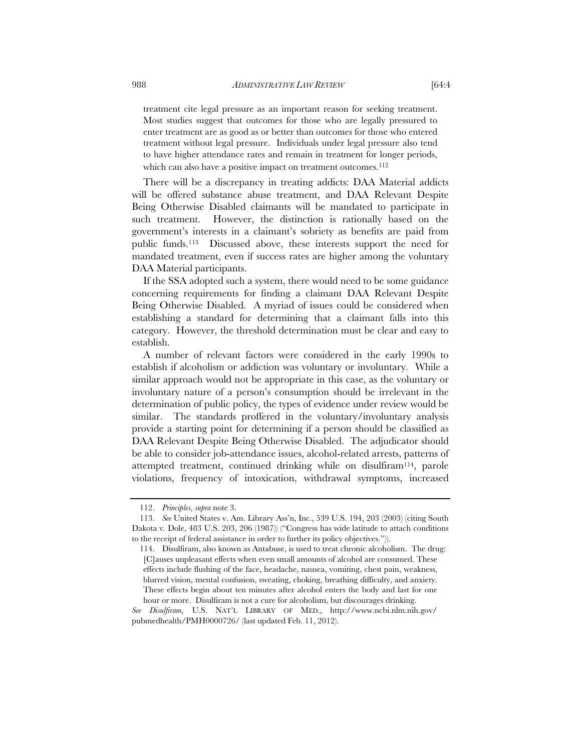treatment cite legal pressure as an important reason for seeking treatment. Most studies suggest that outcomes for those who are legally pressured to enter treatment are as good as or better than outcomes for those who entered treatment without legal pressure. Individuals under legal pressure also tend to have higher attendance rates and remain in treatment for longer periods, which can also have a positive impact on treatment outcomes.[112]

There will be a discrepancy in treating addicts: DAA Material addicts will be offered substance abuse treatment, and DAA Relevant Despite Being Otherwise Disabled claimants will be mandated to participate in such treatment. However, the distinction is rationally based on the government's interests in a claimant's sobriety as benefits are paid from public funds.[113] Discussed above, these interests support the need for mandated treatment, even if success rates are higher among the voluntary DAA Material participants.

If the SSA adopted such a system, there would need to be some guidance concerning requirements for finding a claimant DAA Relevant Despite Being Otherwise Disabled. A myriad of issues could be considered when establishing a standard for determining that a claimant falls into this category. However, the threshold determination must be clear and easy to establish.

A number of relevant factors were considered in the early 1990s to establish if alcoholism or addiction was voluntary or involuntary. While a similar approach would not be appropriate in this case, as the voluntary or involuntary nature of a person's consumption should be irrelevant in the determination of public policy, the types of evidence under review would be similar. The standards proffered in the voluntary/involuntary analysis provide a starting point for determining if a person should be classified as DAA Relevant Despite Being Otherwise Disabled. The adjudicator should be able to consider job-attendance issues, alcohol-related arrests, patterns of attempted treatment, continued drinking while on disulfiram[114], parole violations, frequency of intoxication, withdrawal symptoms, increased

---

112. *Principles*, *supra* note 3.

113. *See* United States v. Am. Library Ass'n, Inc., 539 U.S. 194, 203 (2003) (citing South Dakota v. Dole, 483 U.S. 203, 206 (1987)) ("Congress has wide latitude to attach conditions to the receipt of federal assistance in order to further its policy objectives.")).

114. Disulfiram, also known as Antabuse, is used to treat chronic alcoholism. The drug:

> [C]auses unpleasant effects when even small amounts of alcohol are consumed. These effects include flushing of the face, headache, nausea, vomiting, chest pain, weakness, blurred vision, mental confusion, sweating, choking, breathing difficulty, and anxiety. These effects begin about ten minutes after alcohol enters the body and last for one hour or more. Disulfiram is not a cure for alcoholism, but discourages drinking.

*See Disulfiram*, U.S. NAT'L LIBRARY OF MED., http://www.ncbi.nlm.nih.gov/pubmedhealth/PMH0000726/ (last updated Feb. 11, 2012).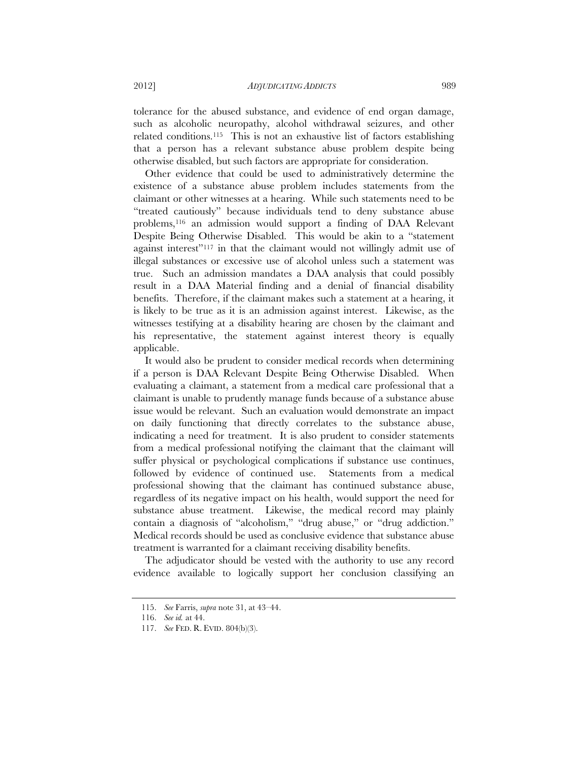tolerance for the abused substance, and evidence of end organ damage, such as alcoholic neuropathy, alcohol withdrawal seizures, and other related conditions.[115] This is not an exhaustive list of factors establishing that a person has a relevant substance abuse problem despite being otherwise disabled, but such factors are appropriate for consideration.

Other evidence that could be used to administratively determine the existence of a substance abuse problem includes statements from the claimant or other witnesses at a hearing. While such statements need to be "treated cautiously" because individuals tend to deny substance abuse problems,[116] an admission would support a finding of DAA Relevant Despite Being Otherwise Disabled. This would be akin to a "statement against interest"[117] in that the claimant would not willingly admit use of illegal substances or excessive use of alcohol unless such a statement was true. Such an admission mandates a DAA analysis that could possibly result in a DAA Material finding and a denial of financial disability benefits. Therefore, if the claimant makes such a statement at a hearing, it is likely to be true as it is an admission against interest. Likewise, as the witnesses testifying at a disability hearing are chosen by the claimant and his representative, the statement against interest theory is equally applicable.

It would also be prudent to consider medical records when determining if a person is DAA Relevant Despite Being Otherwise Disabled. When evaluating a claimant, a statement from a medical care professional that a claimant is unable to prudently manage funds because of a substance abuse issue would be relevant. Such an evaluation would demonstrate an impact on daily functioning that directly correlates to the substance abuse, indicating a need for treatment. It is also prudent to consider statements from a medical professional notifying the claimant that the claimant will suffer physical or psychological complications if substance use continues, followed by evidence of continued use. Statements from a medical professional showing that the claimant has continued substance abuse, regardless of its negative impact on his health, would support the need for substance abuse treatment. Likewise, the medical record may plainly contain a diagnosis of "alcoholism," "drug abuse," or "drug addiction." Medical records should be used as conclusive evidence that substance abuse treatment is warranted for a claimant receiving disability benefits.

The adjudicator should be vested with the authority to use any record evidence available to logically support her conclusion classifying an

---

115. *See* Farris, *supra* note 31, at 43–44.

116. *See id.* at 44.

117. *See* FED. R. EVID. 804(b)(3).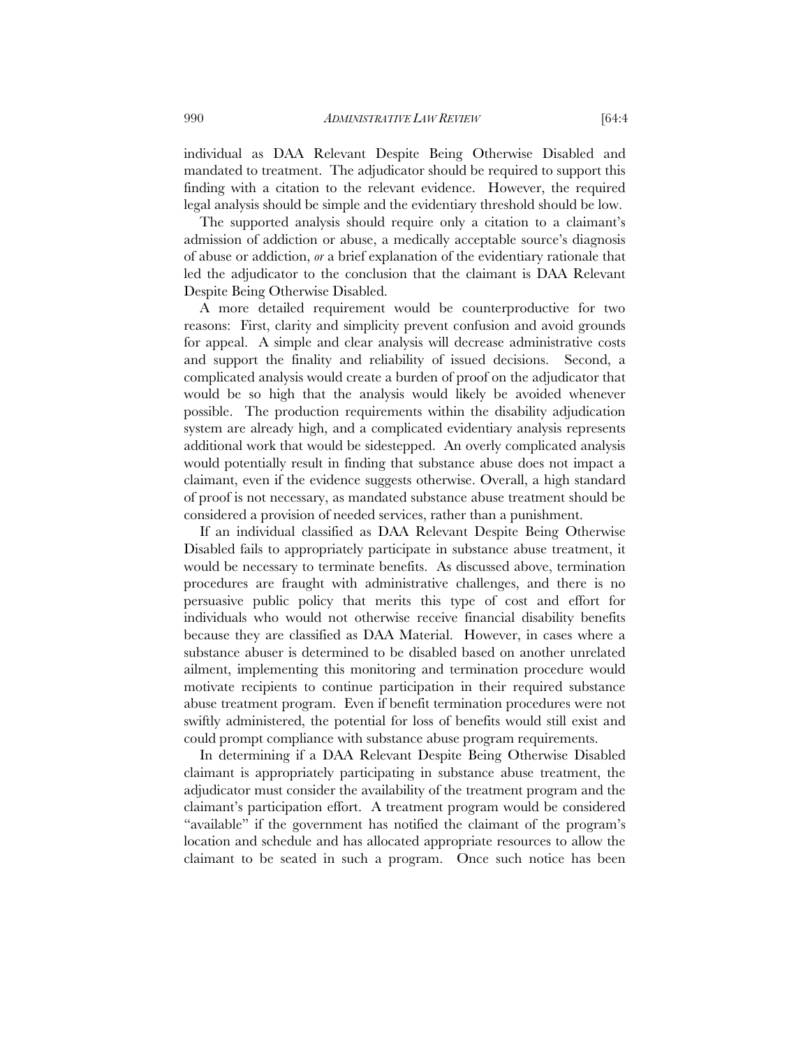individual as DAA Relevant Despite Being Otherwise Disabled and mandated to treatment. The adjudicator should be required to support this finding with a citation to the relevant evidence. However, the required legal analysis should be simple and the evidentiary threshold should be low.

The supported analysis should require only a citation to a claimant's admission of addiction or abuse, a medically acceptable source's diagnosis of abuse or addiction, *or* a brief explanation of the evidentiary rationale that led the adjudicator to the conclusion that the claimant is DAA Relevant Despite Being Otherwise Disabled.

A more detailed requirement would be counterproductive for two reasons: First, clarity and simplicity prevent confusion and avoid grounds for appeal. A simple and clear analysis will decrease administrative costs and support the finality and reliability of issued decisions. Second, a complicated analysis would create a burden of proof on the adjudicator that would be so high that the analysis would likely be avoided whenever possible. The production requirements within the disability adjudication system are already high, and a complicated evidentiary analysis represents additional work that would be sidestepped. An overly complicated analysis would potentially result in finding that substance abuse does not impact a claimant, even if the evidence suggests otherwise. Overall, a high standard of proof is not necessary, as mandated substance abuse treatment should be considered a provision of needed services, rather than a punishment.

If an individual classified as DAA Relevant Despite Being Otherwise Disabled fails to appropriately participate in substance abuse treatment, it would be necessary to terminate benefits. As discussed above, termination procedures are fraught with administrative challenges, and there is no persuasive public policy that merits this type of cost and effort for individuals who would not otherwise receive financial disability benefits because they are classified as DAA Material. However, in cases where a substance abuser is determined to be disabled based on another unrelated ailment, implementing this monitoring and termination procedure would motivate recipients to continue participation in their required substance abuse treatment program. Even if benefit termination procedures were not swiftly administered, the potential for loss of benefits would still exist and could prompt compliance with substance abuse program requirements.

In determining if a DAA Relevant Despite Being Otherwise Disabled claimant is appropriately participating in substance abuse treatment, the adjudicator must consider the availability of the treatment program and the claimant's participation effort. A treatment program would be considered "available" if the government has notified the claimant of the program's location and schedule and has allocated appropriate resources to allow the claimant to be seated in such a program. Once such notice has been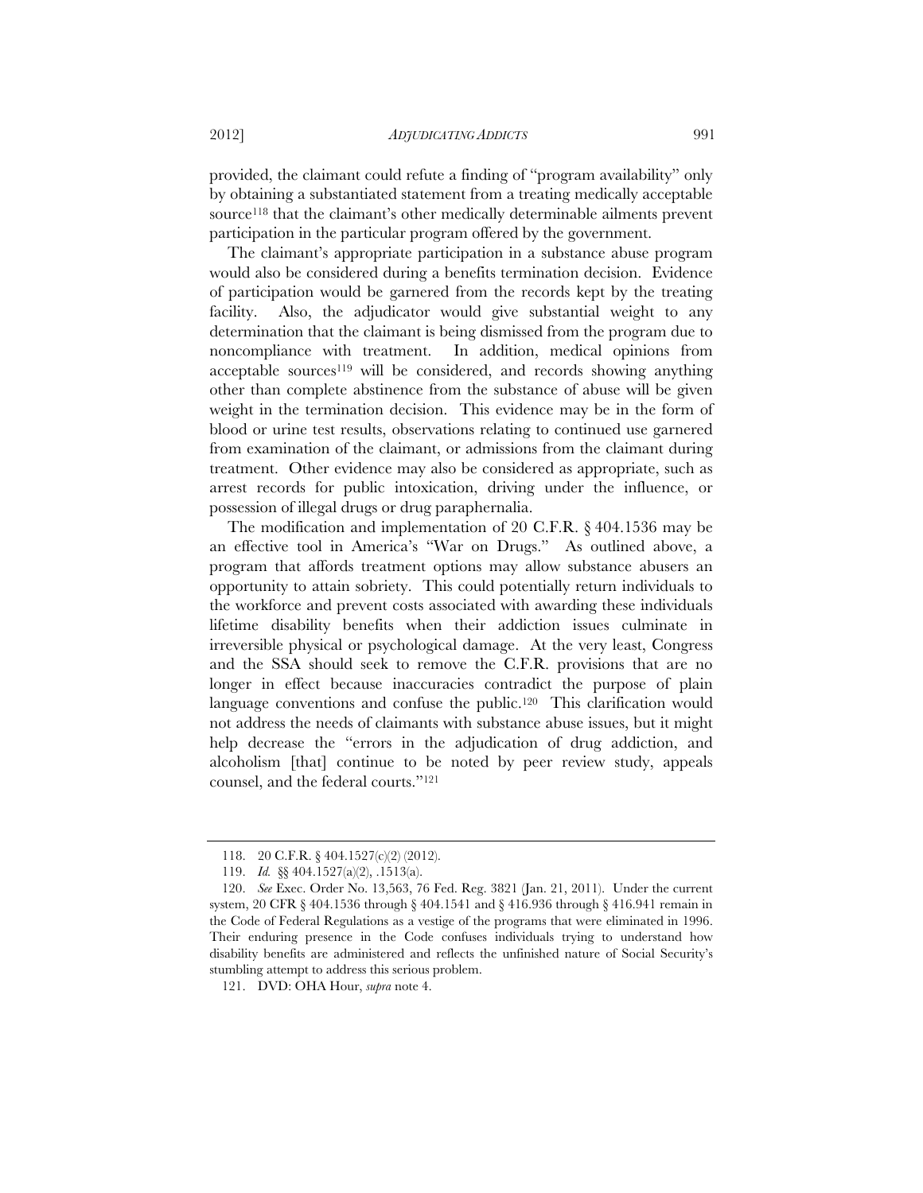provided, the claimant could refute a finding of "program availability" only by obtaining a substantiated statement from a treating medically acceptable source[118] that the claimant's other medically determinable ailments prevent participation in the particular program offered by the government.

The claimant's appropriate participation in a substance abuse program would also be considered during a benefits termination decision. Evidence of participation would be garnered from the records kept by the treating facility. Also, the adjudicator would give substantial weight to any determination that the claimant is being dismissed from the program due to noncompliance with treatment. In addition, medical opinions from acceptable sources[119] will be considered, and records showing anything other than complete abstinence from the substance of abuse will be given weight in the termination decision. This evidence may be in the form of blood or urine test results, observations relating to continued use garnered from examination of the claimant, or admissions from the claimant during treatment. Other evidence may also be considered as appropriate, such as arrest records for public intoxication, driving under the influence, or possession of illegal drugs or drug paraphernalia.

The modification and implementation of 20 C.F.R. § 404.1536 may be an effective tool in America's "War on Drugs." As outlined above, a program that affords treatment options may allow substance abusers an opportunity to attain sobriety. This could potentially return individuals to the workforce and prevent costs associated with awarding these individuals lifetime disability benefits when their addiction issues culminate in irreversible physical or psychological damage. At the very least, Congress and the SSA should seek to remove the C.F.R. provisions that are no longer in effect because inaccuracies contradict the purpose of plain language conventions and confuse the public.[120] This clarification would not address the needs of claimants with substance abuse issues, but it might help decrease the "errors in the adjudication of drug addiction, and alcoholism [that] continue to be noted by peer review study, appeals counsel, and the federal courts."[121]

---

118. 20 C.F.R. § 404.1527(c)(2) (2012).

119. *Id.* §§ 404.1527(a)(2), .1513(a).

120. *See* Exec. Order No. 13,563, 76 Fed. Reg. 3821 (Jan. 21, 2011). Under the current system, 20 CFR § 404.1536 through § 404.1541 and § 416.936 through § 416.941 remain in the Code of Federal Regulations as a vestige of the programs that were eliminated in 1996. Their enduring presence in the Code confuses individuals trying to understand how disability benefits are administered and reflects the unfinished nature of Social Security's stumbling attempt to address this serious problem.

121. DVD: OHA Hour, *supra* note 4.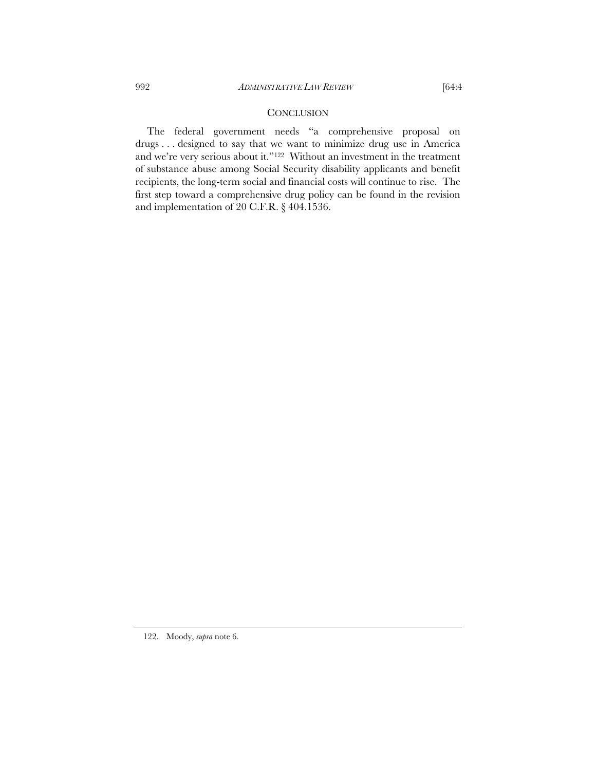## CONCLUSION

The federal government needs "a comprehensive proposal on drugs . . . designed to say that we want to minimize drug use in America and we're very serious about it."[122] Without an investment in the treatment of substance abuse among Social Security disability applicants and benefit recipients, the long-term social and financial costs will continue to rise. The first step toward a comprehensive drug policy can be found in the revision and implementation of 20 C.F.R. § 404.1536.

---

122. Moody, *supra* note 6.